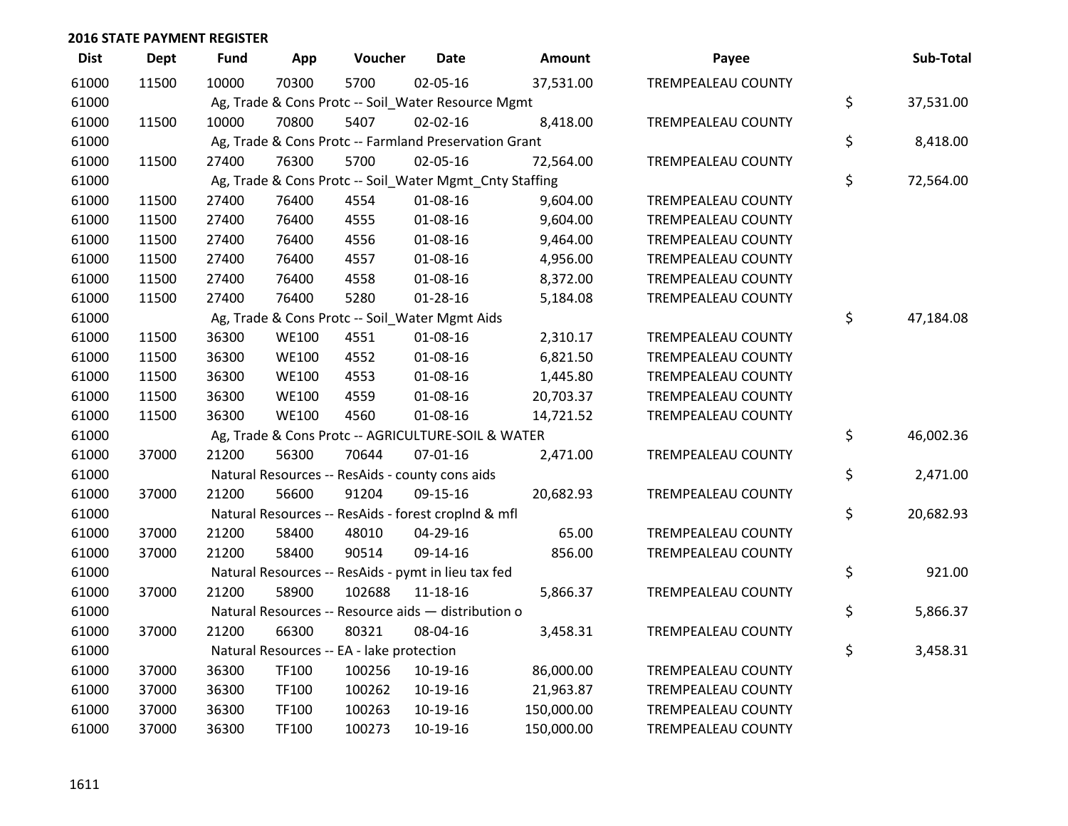## 2016 STATE PAYMENT REGISTER

| Dist | Dept | Fund | App | Voucher | Date | Amount | Payee | Sub-Total |
|---|---|---|---|---|---|---|---|---|
| 61000 | 11500 | 10000 | 70300 | 5700 | 02-05-16 | 37,531.00 | TREMPEALEAU COUNTY | |
| 61000 | | Ag, Trade & Cons Protc -- Soil_Water Resource Mgmt | | | | | | $ 37,531.00 |
| 61000 | 11500 | 10000 | 70800 | 5407 | 02-02-16 | 8,418.00 | TREMPEALEAU COUNTY | |
| 61000 | | Ag, Trade & Cons Protc -- Farmland Preservation Grant | | | | | | $ 8,418.00 |
| 61000 | 11500 | 27400 | 76300 | 5700 | 02-05-16 | 72,564.00 | TREMPEALEAU COUNTY | |
| 61000 | | Ag, Trade & Cons Protc -- Soil_Water Mgmt_Cnty Staffing | | | | | | $ 72,564.00 |
| 61000 | 11500 | 27400 | 76400 | 4554 | 01-08-16 | 9,604.00 | TREMPEALEAU COUNTY | |
| 61000 | 11500 | 27400 | 76400 | 4555 | 01-08-16 | 9,604.00 | TREMPEALEAU COUNTY | |
| 61000 | 11500 | 27400 | 76400 | 4556 | 01-08-16 | 9,464.00 | TREMPEALEAU COUNTY | |
| 61000 | 11500 | 27400 | 76400 | 4557 | 01-08-16 | 4,956.00 | TREMPEALEAU COUNTY | |
| 61000 | 11500 | 27400 | 76400 | 4558 | 01-08-16 | 8,372.00 | TREMPEALEAU COUNTY | |
| 61000 | 11500 | 27400 | 76400 | 5280 | 01-28-16 | 5,184.08 | TREMPEALEAU COUNTY | |
| 61000 | | Ag, Trade & Cons Protc -- Soil_Water Mgmt Aids | | | | | | $ 47,184.08 |
| 61000 | 11500 | 36300 | WE100 | 4551 | 01-08-16 | 2,310.17 | TREMPEALEAU COUNTY | |
| 61000 | 11500 | 36300 | WE100 | 4552 | 01-08-16 | 6,821.50 | TREMPEALEAU COUNTY | |
| 61000 | 11500 | 36300 | WE100 | 4553 | 01-08-16 | 1,445.80 | TREMPEALEAU COUNTY | |
| 61000 | 11500 | 36300 | WE100 | 4559 | 01-08-16 | 20,703.37 | TREMPEALEAU COUNTY | |
| 61000 | 11500 | 36300 | WE100 | 4560 | 01-08-16 | 14,721.52 | TREMPEALEAU COUNTY | |
| 61000 | | Ag, Trade & Cons Protc -- AGRICULTURE-SOIL & WATER | | | | | | $ 46,002.36 |
| 61000 | 37000 | 21200 | 56300 | 70644 | 07-01-16 | 2,471.00 | TREMPEALEAU COUNTY | |
| 61000 | | Natural Resources -- ResAids - county cons aids | | | | | | $ 2,471.00 |
| 61000 | 37000 | 21200 | 56600 | 91204 | 09-15-16 | 20,682.93 | TREMPEALEAU COUNTY | |
| 61000 | | Natural Resources -- ResAids - forest croplnd & mfl | | | | | | $ 20,682.93 |
| 61000 | 37000 | 21200 | 58400 | 48010 | 04-29-16 | 65.00 | TREMPEALEAU COUNTY | |
| 61000 | 37000 | 21200 | 58400 | 90514 | 09-14-16 | 856.00 | TREMPEALEAU COUNTY | |
| 61000 | | Natural Resources -- ResAids - pymt in lieu tax fed | | | | | | $ 921.00 |
| 61000 | 37000 | 21200 | 58900 | 102688 | 11-18-16 | 5,866.37 | TREMPEALEAU COUNTY | |
| 61000 | | Natural Resources -- Resource aids — distribution o | | | | | | $ 5,866.37 |
| 61000 | 37000 | 21200 | 66300 | 80321 | 08-04-16 | 3,458.31 | TREMPEALEAU COUNTY | |
| 61000 | | Natural Resources -- EA - lake protection | | | | | | $ 3,458.31 |
| 61000 | 37000 | 36300 | TF100 | 100256 | 10-19-16 | 86,000.00 | TREMPEALEAU COUNTY | |
| 61000 | 37000 | 36300 | TF100 | 100262 | 10-19-16 | 21,963.87 | TREMPEALEAU COUNTY | |
| 61000 | 37000 | 36300 | TF100 | 100263 | 10-19-16 | 150,000.00 | TREMPEALEAU COUNTY | |
| 61000 | 37000 | 36300 | TF100 | 100273 | 10-19-16 | 150,000.00 | TREMPEALEAU COUNTY | |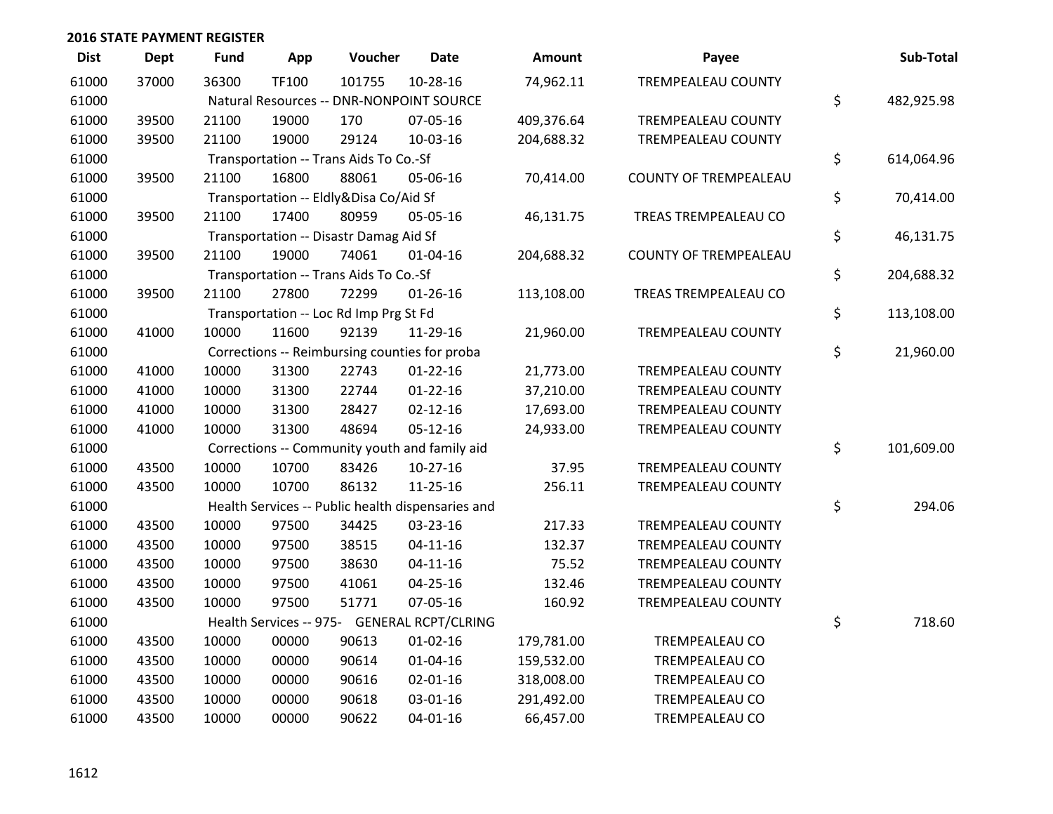## 2016 STATE PAYMENT REGISTER

| Dist | Dept | Fund | App | Voucher | Date | Amount | Payee | Sub-Total |
|---|---|---|---|---|---|---|---|---|
| 61000 | 37000 | 36300 | TF100 | 101755 | 10-28-16 | 74,962.11 | TREMPEALEAU COUNTY | |
| 61000 | | Natural Resources -- DNR-NONPOINT SOURCE | | | | | | $ 482,925.98 |
| 61000 | 39500 | 21100 | 19000 | 170 | 07-05-16 | 409,376.64 | TREMPEALEAU COUNTY | |
| 61000 | 39500 | 21100 | 19000 | 29124 | 10-03-16 | 204,688.32 | TREMPEALEAU COUNTY | |
| 61000 | | Transportation -- Trans Aids To Co.-Sf | | | | | | $ 614,064.96 |
| 61000 | 39500 | 21100 | 16800 | 88061 | 05-06-16 | 70,414.00 | COUNTY OF TREMPEALEAU | |
| 61000 | | Transportation -- Eldly&Disa Co/Aid Sf | | | | | | $ 70,414.00 |
| 61000 | 39500 | 21100 | 17400 | 80959 | 05-05-16 | 46,131.75 | TREAS TREMPEALEAU CO | |
| 61000 | | Transportation -- Disastr Damag Aid Sf | | | | | | $ 46,131.75 |
| 61000 | 39500 | 21100 | 19000 | 74061 | 01-04-16 | 204,688.32 | COUNTY OF TREMPEALEAU | |
| 61000 | | Transportation -- Trans Aids To Co.-Sf | | | | | | $ 204,688.32 |
| 61000 | 39500 | 21100 | 27800 | 72299 | 01-26-16 | 113,108.00 | TREAS TREMPEALEAU CO | |
| 61000 | | Transportation -- Loc Rd Imp Prg St Fd | | | | | | $ 113,108.00 |
| 61000 | 41000 | 10000 | 11600 | 92139 | 11-29-16 | 21,960.00 | TREMPEALEAU COUNTY | |
| 61000 | | Corrections -- Reimbursing counties for proba | | | | | | $ 21,960.00 |
| 61000 | 41000 | 10000 | 31300 | 22743 | 01-22-16 | 21,773.00 | TREMPEALEAU COUNTY | |
| 61000 | 41000 | 10000 | 31300 | 22744 | 01-22-16 | 37,210.00 | TREMPEALEAU COUNTY | |
| 61000 | 41000 | 10000 | 31300 | 28427 | 02-12-16 | 17,693.00 | TREMPEALEAU COUNTY | |
| 61000 | 41000 | 10000 | 31300 | 48694 | 05-12-16 | 24,933.00 | TREMPEALEAU COUNTY | |
| 61000 | | Corrections -- Community youth and family aid | | | | | | $ 101,609.00 |
| 61000 | 43500 | 10000 | 10700 | 83426 | 10-27-16 | 37.95 | TREMPEALEAU COUNTY | |
| 61000 | 43500 | 10000 | 10700 | 86132 | 11-25-16 | 256.11 | TREMPEALEAU COUNTY | |
| 61000 | | Health Services -- Public health dispensaries and | | | | | | $ 294.06 |
| 61000 | 43500 | 10000 | 97500 | 34425 | 03-23-16 | 217.33 | TREMPEALEAU COUNTY | |
| 61000 | 43500 | 10000 | 97500 | 38515 | 04-11-16 | 132.37 | TREMPEALEAU COUNTY | |
| 61000 | 43500 | 10000 | 97500 | 38630 | 04-11-16 | 75.52 | TREMPEALEAU COUNTY | |
| 61000 | 43500 | 10000 | 97500 | 41061 | 04-25-16 | 132.46 | TREMPEALEAU COUNTY | |
| 61000 | 43500 | 10000 | 97500 | 51771 | 07-05-16 | 160.92 | TREMPEALEAU COUNTY | |
| 61000 | | Health Services -- 975- GENERAL RCPT/CLRING | | | | | | $ 718.60 |
| 61000 | 43500 | 10000 | 00000 | 90613 | 01-02-16 | 179,781.00 | TREMPEALEAU CO | |
| 61000 | 43500 | 10000 | 00000 | 90614 | 01-04-16 | 159,532.00 | TREMPEALEAU CO | |
| 61000 | 43500 | 10000 | 00000 | 90616 | 02-01-16 | 318,008.00 | TREMPEALEAU CO | |
| 61000 | 43500 | 10000 | 00000 | 90618 | 03-01-16 | 291,492.00 | TREMPEALEAU CO | |
| 61000 | 43500 | 10000 | 00000 | 90622 | 04-01-16 | 66,457.00 | TREMPEALEAU CO | |

1612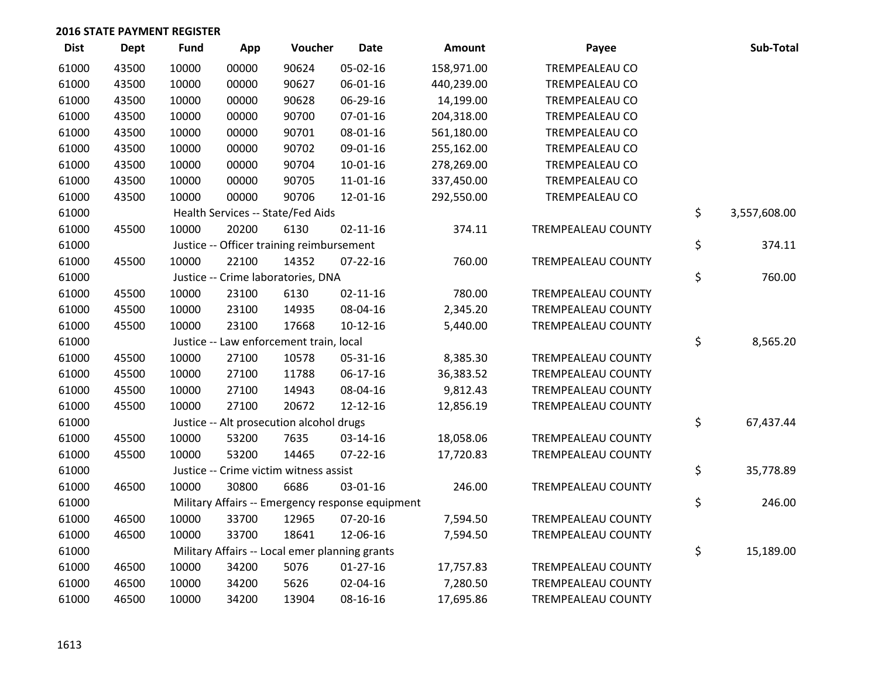**2016 STATE PAYMENT REGISTER**

| Dist | Dept | Fund | App | Voucher | Date | Amount | Payee | Sub-Total |
|---|---|---|---|---|---|---|---|---|
| 61000 | 43500 | 10000 | 00000 | 90624 | 05-02-16 | 158,971.00 | TREMPEALEAU CO | |
| 61000 | 43500 | 10000 | 00000 | 90627 | 06-01-16 | 440,239.00 | TREMPEALEAU CO | |
| 61000 | 43500 | 10000 | 00000 | 90628 | 06-29-16 | 14,199.00 | TREMPEALEAU CO | |
| 61000 | 43500 | 10000 | 00000 | 90700 | 07-01-16 | 204,318.00 | TREMPEALEAU CO | |
| 61000 | 43500 | 10000 | 00000 | 90701 | 08-01-16 | 561,180.00 | TREMPEALEAU CO | |
| 61000 | 43500 | 10000 | 00000 | 90702 | 09-01-16 | 255,162.00 | TREMPEALEAU CO | |
| 61000 | 43500 | 10000 | 00000 | 90704 | 10-01-16 | 278,269.00 | TREMPEALEAU CO | |
| 61000 | 43500 | 10000 | 00000 | 90705 | 11-01-16 | 337,450.00 | TREMPEALEAU CO | |
| 61000 | 43500 | 10000 | 00000 | 90706 | 12-01-16 | 292,550.00 | TREMPEALEAU CO | |
| 61000 | | Health Services -- State/Fed Aids | | | | | | $ 3,557,608.00 |
| 61000 | 45500 | 10000 | 20200 | 6130 | 02-11-16 | 374.11 | TREMPEALEAU COUNTY | |
| 61000 | | Justice -- Officer training reimbursement | | | | | | $ 374.11 |
| 61000 | 45500 | 10000 | 22100 | 14352 | 07-22-16 | 760.00 | TREMPEALEAU COUNTY | |
| 61000 | | Justice -- Crime laboratories, DNA | | | | | | $ 760.00 |
| 61000 | 45500 | 10000 | 23100 | 6130 | 02-11-16 | 780.00 | TREMPEALEAU COUNTY | |
| 61000 | 45500 | 10000 | 23100 | 14935 | 08-04-16 | 2,345.20 | TREMPEALEAU COUNTY | |
| 61000 | 45500 | 10000 | 23100 | 17668 | 10-12-16 | 5,440.00 | TREMPEALEAU COUNTY | |
| 61000 | | Justice -- Law enforcement train, local | | | | | | $ 8,565.20 |
| 61000 | 45500 | 10000 | 27100 | 10578 | 05-31-16 | 8,385.30 | TREMPEALEAU COUNTY | |
| 61000 | 45500 | 10000 | 27100 | 11788 | 06-17-16 | 36,383.52 | TREMPEALEAU COUNTY | |
| 61000 | 45500 | 10000 | 27100 | 14943 | 08-04-16 | 9,812.43 | TREMPEALEAU COUNTY | |
| 61000 | 45500 | 10000 | 27100 | 20672 | 12-12-16 | 12,856.19 | TREMPEALEAU COUNTY | |
| 61000 | | Justice -- Alt prosecution alcohol drugs | | | | | | $ 67,437.44 |
| 61000 | 45500 | 10000 | 53200 | 7635 | 03-14-16 | 18,058.06 | TREMPEALEAU COUNTY | |
| 61000 | 45500 | 10000 | 53200 | 14465 | 07-22-16 | 17,720.83 | TREMPEALEAU COUNTY | |
| 61000 | | Justice -- Crime victim witness assist | | | | | | $ 35,778.89 |
| 61000 | 46500 | 10000 | 30800 | 6686 | 03-01-16 | 246.00 | TREMPEALEAU COUNTY | |
| 61000 | | Military Affairs -- Emergency response equipment | | | | | | $ 246.00 |
| 61000 | 46500 | 10000 | 33700 | 12965 | 07-20-16 | 7,594.50 | TREMPEALEAU COUNTY | |
| 61000 | 46500 | 10000 | 33700 | 18641 | 12-06-16 | 7,594.50 | TREMPEALEAU COUNTY | |
| 61000 | | Military Affairs -- Local emer planning grants | | | | | | $ 15,189.00 |
| 61000 | 46500 | 10000 | 34200 | 5076 | 01-27-16 | 17,757.83 | TREMPEALEAU COUNTY | |
| 61000 | 46500 | 10000 | 34200 | 5626 | 02-04-16 | 7,280.50 | TREMPEALEAU COUNTY | |
| 61000 | 46500 | 10000 | 34200 | 13904 | 08-16-16 | 17,695.86 | TREMPEALEAU COUNTY | |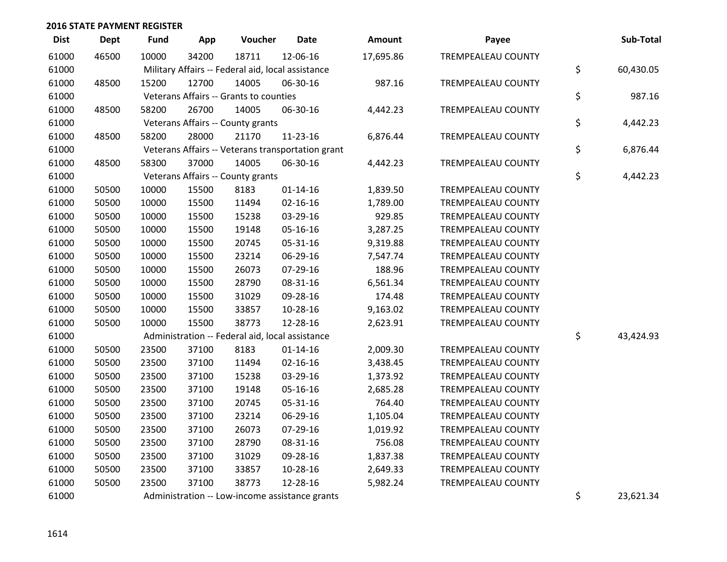## 2016 STATE PAYMENT REGISTER

| Dist | Dept | Fund | App | Voucher | Date | Amount | Payee | Sub-Total |
|---|---|---|---|---|---|---|---|---|
| 61000 | 46500 | 10000 | 34200 | 18711 | 12-06-16 | 17,695.86 | TREMPEALEAU COUNTY | |
| 61000 | | Military Affairs -- Federal aid, local assistance | | | | | | $ 60,430.05 |
| 61000 | 48500 | 15200 | 12700 | 14005 | 06-30-16 | 987.16 | TREMPEALEAU COUNTY | |
| 61000 | | Veterans Affairs -- Grants to counties | | | | | | $ 987.16 |
| 61000 | 48500 | 58200 | 26700 | 14005 | 06-30-16 | 4,442.23 | TREMPEALEAU COUNTY | |
| 61000 | | Veterans Affairs -- County grants | | | | | | $ 4,442.23 |
| 61000 | 48500 | 58200 | 28000 | 21170 | 11-23-16 | 6,876.44 | TREMPEALEAU COUNTY | |
| 61000 | | Veterans Affairs -- Veterans transportation grant | | | | | | $ 6,876.44 |
| 61000 | 48500 | 58300 | 37000 | 14005 | 06-30-16 | 4,442.23 | TREMPEALEAU COUNTY | |
| 61000 | | Veterans Affairs -- County grants | | | | | | $ 4,442.23 |
| 61000 | 50500 | 10000 | 15500 | 8183 | 01-14-16 | 1,839.50 | TREMPEALEAU COUNTY | |
| 61000 | 50500 | 10000 | 15500 | 11494 | 02-16-16 | 1,789.00 | TREMPEALEAU COUNTY | |
| 61000 | 50500 | 10000 | 15500 | 15238 | 03-29-16 | 929.85 | TREMPEALEAU COUNTY | |
| 61000 | 50500 | 10000 | 15500 | 19148 | 05-16-16 | 3,287.25 | TREMPEALEAU COUNTY | |
| 61000 | 50500 | 10000 | 15500 | 20745 | 05-31-16 | 9,319.88 | TREMPEALEAU COUNTY | |
| 61000 | 50500 | 10000 | 15500 | 23214 | 06-29-16 | 7,547.74 | TREMPEALEAU COUNTY | |
| 61000 | 50500 | 10000 | 15500 | 26073 | 07-29-16 | 188.96 | TREMPEALEAU COUNTY | |
| 61000 | 50500 | 10000 | 15500 | 28790 | 08-31-16 | 6,561.34 | TREMPEALEAU COUNTY | |
| 61000 | 50500 | 10000 | 15500 | 31029 | 09-28-16 | 174.48 | TREMPEALEAU COUNTY | |
| 61000 | 50500 | 10000 | 15500 | 33857 | 10-28-16 | 9,163.02 | TREMPEALEAU COUNTY | |
| 61000 | 50500 | 10000 | 15500 | 38773 | 12-28-16 | 2,623.91 | TREMPEALEAU COUNTY | |
| 61000 | | Administration -- Federal aid, local assistance | | | | | | $ 43,424.93 |
| 61000 | 50500 | 23500 | 37100 | 8183 | 01-14-16 | 2,009.30 | TREMPEALEAU COUNTY | |
| 61000 | 50500 | 23500 | 37100 | 11494 | 02-16-16 | 3,438.45 | TREMPEALEAU COUNTY | |
| 61000 | 50500 | 23500 | 37100 | 15238 | 03-29-16 | 1,373.92 | TREMPEALEAU COUNTY | |
| 61000 | 50500 | 23500 | 37100 | 19148 | 05-16-16 | 2,685.28 | TREMPEALEAU COUNTY | |
| 61000 | 50500 | 23500 | 37100 | 20745 | 05-31-16 | 764.40 | TREMPEALEAU COUNTY | |
| 61000 | 50500 | 23500 | 37100 | 23214 | 06-29-16 | 1,105.04 | TREMPEALEAU COUNTY | |
| 61000 | 50500 | 23500 | 37100 | 26073 | 07-29-16 | 1,019.92 | TREMPEALEAU COUNTY | |
| 61000 | 50500 | 23500 | 37100 | 28790 | 08-31-16 | 756.08 | TREMPEALEAU COUNTY | |
| 61000 | 50500 | 23500 | 37100 | 31029 | 09-28-16 | 1,837.38 | TREMPEALEAU COUNTY | |
| 61000 | 50500 | 23500 | 37100 | 33857 | 10-28-16 | 2,649.33 | TREMPEALEAU COUNTY | |
| 61000 | 50500 | 23500 | 37100 | 38773 | 12-28-16 | 5,982.24 | TREMPEALEAU COUNTY | |
| 61000 | | Administration -- Low-income assistance grants | | | | | | $ 23,621.34 |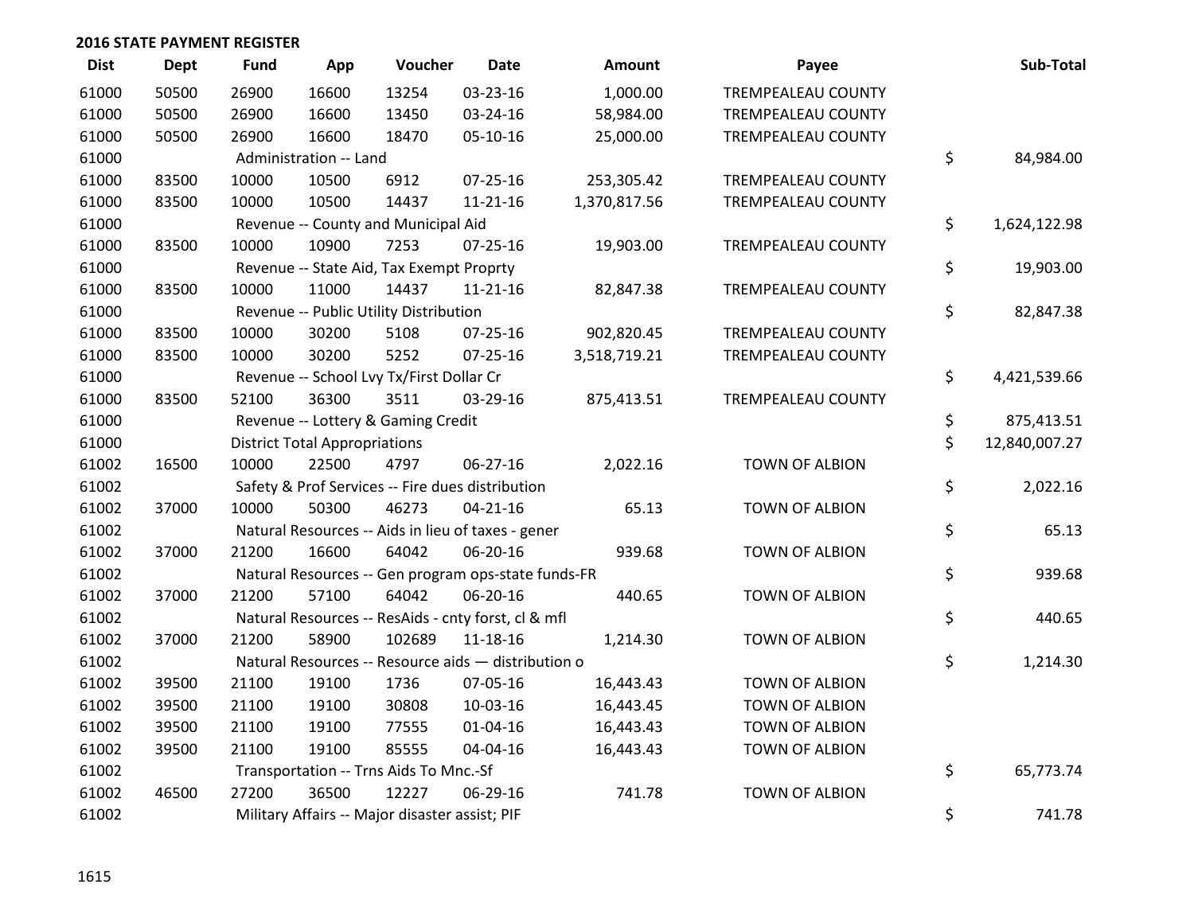## 2016 STATE PAYMENT REGISTER

| Dist | Dept | Fund | App | Voucher | Date | Amount | Payee | Sub-Total |
|---|---|---|---|---|---|---|---|---|
| 61000 | 50500 | 26900 | 16600 | 13254 | 03-23-16 | 1,000.00 | TREMPEALEAU COUNTY | |
| 61000 | 50500 | 26900 | 16600 | 13450 | 03-24-16 | 58,984.00 | TREMPEALEAU COUNTY | |
| 61000 | 50500 | 26900 | 16600 | 18470 | 05-10-16 | 25,000.00 | TREMPEALEAU COUNTY | |
| 61000 | | Administration -- Land | | | | | | $ 84,984.00 |
| 61000 | 83500 | 10000 | 10500 | 6912 | 07-25-16 | 253,305.42 | TREMPEALEAU COUNTY | |
| 61000 | 83500 | 10000 | 10500 | 14437 | 11-21-16 | 1,370,817.56 | TREMPEALEAU COUNTY | |
| 61000 | | Revenue -- County and Municipal Aid | | | | | | $ 1,624,122.98 |
| 61000 | 83500 | 10000 | 10900 | 7253 | 07-25-16 | 19,903.00 | TREMPEALEAU COUNTY | |
| 61000 | | Revenue -- State Aid, Tax Exempt Proprty | | | | | | $ 19,903.00 |
| 61000 | 83500 | 10000 | 11000 | 14437 | 11-21-16 | 82,847.38 | TREMPEALEAU COUNTY | |
| 61000 | | Revenue -- Public Utility Distribution | | | | | | $ 82,847.38 |
| 61000 | 83500 | 10000 | 30200 | 5108 | 07-25-16 | 902,820.45 | TREMPEALEAU COUNTY | |
| 61000 | 83500 | 10000 | 30200 | 5252 | 07-25-16 | 3,518,719.21 | TREMPEALEAU COUNTY | |
| 61000 | | Revenue -- School Lvy Tx/First Dollar Cr | | | | | | $ 4,421,539.66 |
| 61000 | 83500 | 52100 | 36300 | 3511 | 03-29-16 | 875,413.51 | TREMPEALEAU COUNTY | |
| 61000 | | Revenue -- Lottery & Gaming Credit | | | | | | $ 875,413.51 |
| 61000 | | District Total Appropriations | | | | | | $ 12,840,007.27 |
| 61002 | 16500 | 10000 | 22500 | 4797 | 06-27-16 | 2,022.16 | TOWN OF ALBION | |
| 61002 | | Safety & Prof Services -- Fire dues distribution | | | | | | $ 2,022.16 |
| 61002 | 37000 | 10000 | 50300 | 46273 | 04-21-16 | 65.13 | TOWN OF ALBION | |
| 61002 | | Natural Resources -- Aids in lieu of taxes - gener | | | | | | $ 65.13 |
| 61002 | 37000 | 21200 | 16600 | 64042 | 06-20-16 | 939.68 | TOWN OF ALBION | |
| 61002 | | Natural Resources -- Gen program ops-state funds-FR | | | | | | $ 939.68 |
| 61002 | 37000 | 21200 | 57100 | 64042 | 06-20-16 | 440.65 | TOWN OF ALBION | |
| 61002 | | Natural Resources -- ResAids - cnty forst, cl & mfl | | | | | | $ 440.65 |
| 61002 | 37000 | 21200 | 58900 | 102689 | 11-18-16 | 1,214.30 | TOWN OF ALBION | |
| 61002 | | Natural Resources -- Resource aids — distribution o | | | | | | $ 1,214.30 |
| 61002 | 39500 | 21100 | 19100 | 1736 | 07-05-16 | 16,443.43 | TOWN OF ALBION | |
| 61002 | 39500 | 21100 | 19100 | 30808 | 10-03-16 | 16,443.45 | TOWN OF ALBION | |
| 61002 | 39500 | 21100 | 19100 | 77555 | 01-04-16 | 16,443.43 | TOWN OF ALBION | |
| 61002 | 39500 | 21100 | 19100 | 85555 | 04-04-16 | 16,443.43 | TOWN OF ALBION | |
| 61002 | | Transportation -- Trns Aids To Mnc.-Sf | | | | | | $ 65,773.74 |
| 61002 | 46500 | 27200 | 36500 | 12227 | 06-29-16 | 741.78 | TOWN OF ALBION | |
| 61002 | | Military Affairs -- Major disaster assist; PIF | | | | | | $ 741.78 |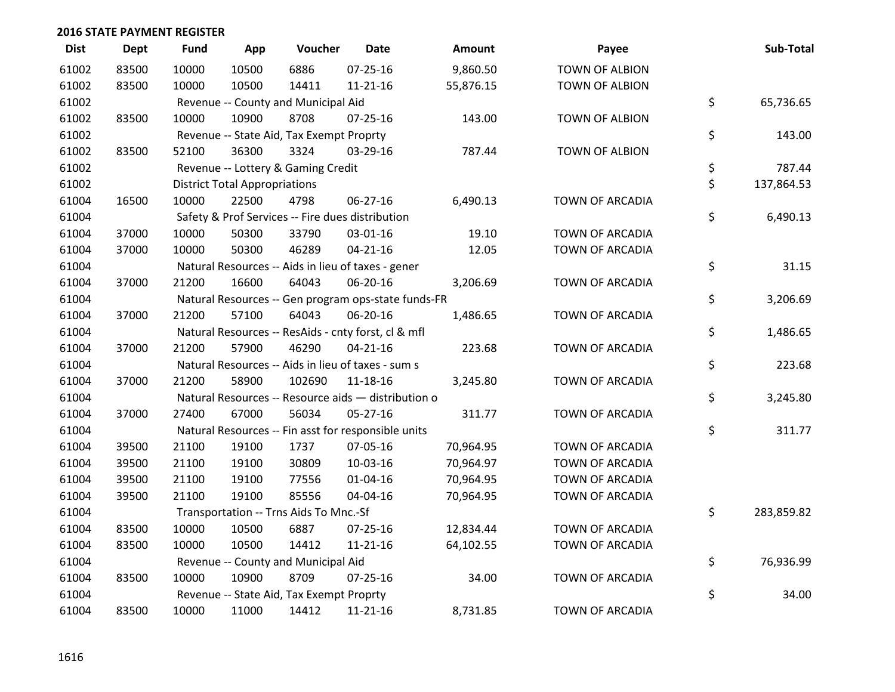## 2016 STATE PAYMENT REGISTER

| Dist | Dept | Fund | App | Voucher | Date | Amount | Payee | Sub-Total |
|---|---|---|---|---|---|---|---|---|
| 61002 | 83500 | 10000 | 10500 | 6886 | 07-25-16 | 9,860.50 | TOWN OF ALBION | |
| 61002 | 83500 | 10000 | 10500 | 14411 | 11-21-16 | 55,876.15 | TOWN OF ALBION | |
| 61002 | | Revenue -- County and Municipal Aid | | | | | | $ 65,736.65 |
| 61002 | 83500 | 10000 | 10900 | 8708 | 07-25-16 | 143.00 | TOWN OF ALBION | |
| 61002 | | Revenue -- State Aid, Tax Exempt Proprty | | | | | | $ 143.00 |
| 61002 | 83500 | 52100 | 36300 | 3324 | 03-29-16 | 787.44 | TOWN OF ALBION | |
| 61002 | | Revenue -- Lottery & Gaming Credit | | | | | | $ 787.44 |
| 61002 | | District Total Appropriations | | | | | | $ 137,864.53 |
| 61004 | 16500 | 10000 | 22500 | 4798 | 06-27-16 | 6,490.13 | TOWN OF ARCADIA | |
| 61004 | | Safety & Prof Services -- Fire dues distribution | | | | | | $ 6,490.13 |
| 61004 | 37000 | 10000 | 50300 | 33790 | 03-01-16 | 19.10 | TOWN OF ARCADIA | |
| 61004 | 37000 | 10000 | 50300 | 46289 | 04-21-16 | 12.05 | TOWN OF ARCADIA | |
| 61004 | | Natural Resources -- Aids in lieu of taxes - gener | | | | | | $ 31.15 |
| 61004 | 37000 | 21200 | 16600 | 64043 | 06-20-16 | 3,206.69 | TOWN OF ARCADIA | |
| 61004 | | Natural Resources -- Gen program ops-state funds-FR | | | | | | $ 3,206.69 |
| 61004 | 37000 | 21200 | 57100 | 64043 | 06-20-16 | 1,486.65 | TOWN OF ARCADIA | |
| 61004 | | Natural Resources -- ResAids - cnty forst, cl & mfl | | | | | | $ 1,486.65 |
| 61004 | 37000 | 21200 | 57900 | 46290 | 04-21-16 | 223.68 | TOWN OF ARCADIA | |
| 61004 | | Natural Resources -- Aids in lieu of taxes - sum s | | | | | | $ 223.68 |
| 61004 | 37000 | 21200 | 58900 | 102690 | 11-18-16 | 3,245.80 | TOWN OF ARCADIA | |
| 61004 | | Natural Resources -- Resource aids — distribution o | | | | | | $ 3,245.80 |
| 61004 | 37000 | 27400 | 67000 | 56034 | 05-27-16 | 311.77 | TOWN OF ARCADIA | |
| 61004 | | Natural Resources -- Fin asst for responsible units | | | | | | $ 311.77 |
| 61004 | 39500 | 21100 | 19100 | 1737 | 07-05-16 | 70,964.95 | TOWN OF ARCADIA | |
| 61004 | 39500 | 21100 | 19100 | 30809 | 10-03-16 | 70,964.97 | TOWN OF ARCADIA | |
| 61004 | 39500 | 21100 | 19100 | 77556 | 01-04-16 | 70,964.95 | TOWN OF ARCADIA | |
| 61004 | 39500 | 21100 | 19100 | 85556 | 04-04-16 | 70,964.95 | TOWN OF ARCADIA | |
| 61004 | | Transportation -- Trns Aids To Mnc.-Sf | | | | | | $ 283,859.82 |
| 61004 | 83500 | 10000 | 10500 | 6887 | 07-25-16 | 12,834.44 | TOWN OF ARCADIA | |
| 61004 | 83500 | 10000 | 10500 | 14412 | 11-21-16 | 64,102.55 | TOWN OF ARCADIA | |
| 61004 | | Revenue -- County and Municipal Aid | | | | | | $ 76,936.99 |
| 61004 | 83500 | 10000 | 10900 | 8709 | 07-25-16 | 34.00 | TOWN OF ARCADIA | |
| 61004 | | Revenue -- State Aid, Tax Exempt Proprty | | | | | | $ 34.00 |
| 61004 | 83500 | 10000 | 11000 | 14412 | 11-21-16 | 8,731.85 | TOWN OF ARCADIA | |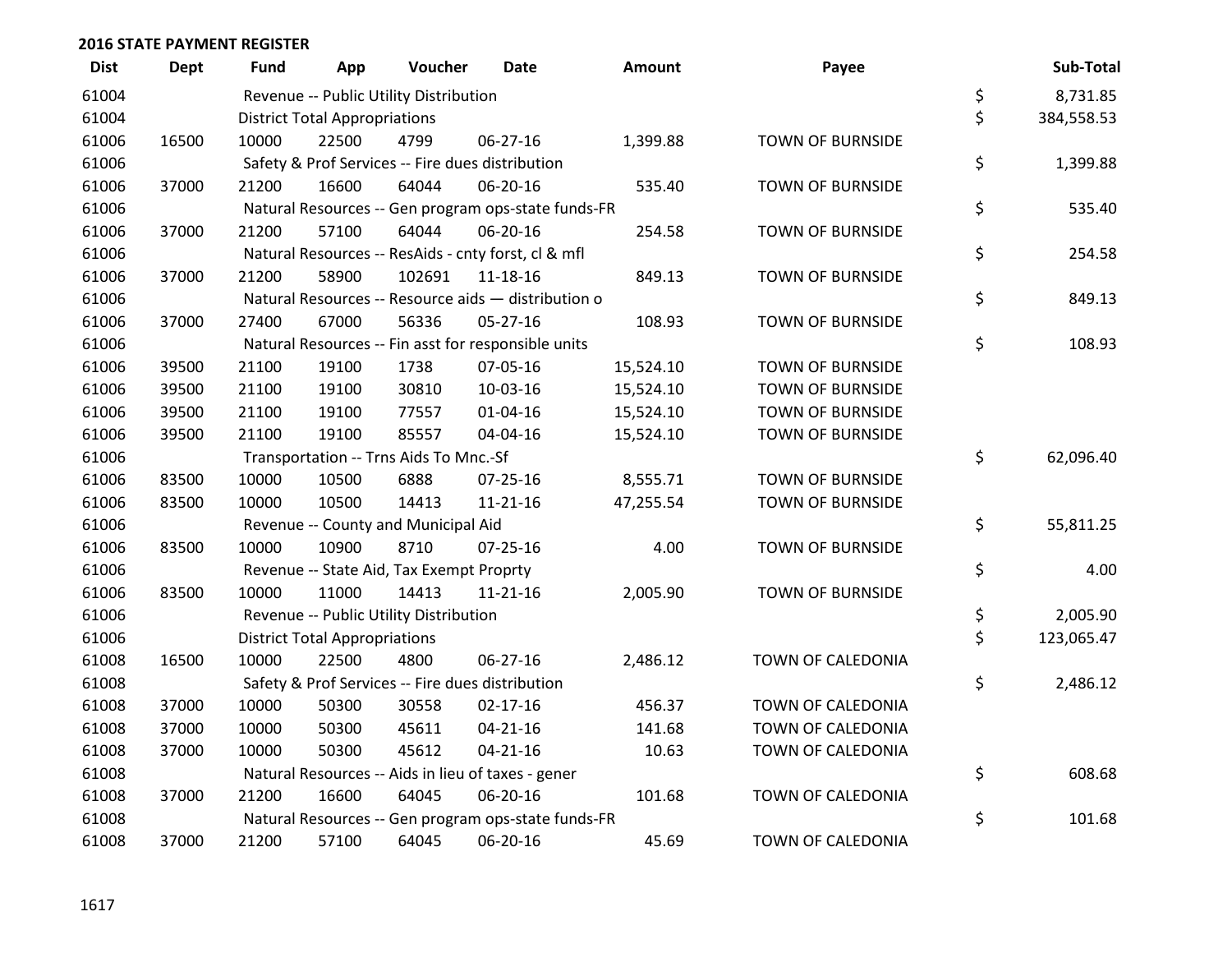**2016 STATE PAYMENT REGISTER**

| Dist | Dept | Fund | App | Voucher | Date | Amount | Payee | Sub-Total |
|---|---|---|---|---|---|---|---|---|
| 61004 | | Revenue -- Public Utility Distribution | | | | | | $ 8,731.85 |
| 61004 | | District Total Appropriations | | | | | | $ 384,558.53 |
| 61006 | 16500 | 10000 | 22500 | 4799 | 06-27-16 | 1,399.88 | TOWN OF BURNSIDE | |
| 61006 | | Safety & Prof Services -- Fire dues distribution | | | | | | $ 1,399.88 |
| 61006 | 37000 | 21200 | 16600 | 64044 | 06-20-16 | 535.40 | TOWN OF BURNSIDE | |
| 61006 | | Natural Resources -- Gen program ops-state funds-FR | | | | | | $ 535.40 |
| 61006 | 37000 | 21200 | 57100 | 64044 | 06-20-16 | 254.58 | TOWN OF BURNSIDE | |
| 61006 | | Natural Resources -- ResAids - cnty forst, cl & mfl | | | | | | $ 254.58 |
| 61006 | 37000 | 21200 | 58900 | 102691 | 11-18-16 | 849.13 | TOWN OF BURNSIDE | |
| 61006 | | Natural Resources -- Resource aids — distribution o | | | | | | $ 849.13 |
| 61006 | 37000 | 27400 | 67000 | 56336 | 05-27-16 | 108.93 | TOWN OF BURNSIDE | |
| 61006 | | Natural Resources -- Fin asst for responsible units | | | | | | $ 108.93 |
| 61006 | 39500 | 21100 | 19100 | 1738 | 07-05-16 | 15,524.10 | TOWN OF BURNSIDE | |
| 61006 | 39500 | 21100 | 19100 | 30810 | 10-03-16 | 15,524.10 | TOWN OF BURNSIDE | |
| 61006 | 39500 | 21100 | 19100 | 77557 | 01-04-16 | 15,524.10 | TOWN OF BURNSIDE | |
| 61006 | 39500 | 21100 | 19100 | 85557 | 04-04-16 | 15,524.10 | TOWN OF BURNSIDE | |
| 61006 | | Transportation -- Trns Aids To Mnc.-Sf | | | | | | $ 62,096.40 |
| 61006 | 83500 | 10000 | 10500 | 6888 | 07-25-16 | 8,555.71 | TOWN OF BURNSIDE | |
| 61006 | 83500 | 10000 | 10500 | 14413 | 11-21-16 | 47,255.54 | TOWN OF BURNSIDE | |
| 61006 | | Revenue -- County and Municipal Aid | | | | | | $ 55,811.25 |
| 61006 | 83500 | 10000 | 10900 | 8710 | 07-25-16 | 4.00 | TOWN OF BURNSIDE | |
| 61006 | | Revenue -- State Aid, Tax Exempt Proprty | | | | | | $ 4.00 |
| 61006 | 83500 | 10000 | 11000 | 14413 | 11-21-16 | 2,005.90 | TOWN OF BURNSIDE | |
| 61006 | | Revenue -- Public Utility Distribution | | | | | | $ 2,005.90 |
| 61006 | | District Total Appropriations | | | | | | $ 123,065.47 |
| 61008 | 16500 | 10000 | 22500 | 4800 | 06-27-16 | 2,486.12 | TOWN OF CALEDONIA | |
| 61008 | | Safety & Prof Services -- Fire dues distribution | | | | | | $ 2,486.12 |
| 61008 | 37000 | 10000 | 50300 | 30558 | 02-17-16 | 456.37 | TOWN OF CALEDONIA | |
| 61008 | 37000 | 10000 | 50300 | 45611 | 04-21-16 | 141.68 | TOWN OF CALEDONIA | |
| 61008 | 37000 | 10000 | 50300 | 45612 | 04-21-16 | 10.63 | TOWN OF CALEDONIA | |
| 61008 | | Natural Resources -- Aids in lieu of taxes - gener | | | | | | $ 608.68 |
| 61008 | 37000 | 21200 | 16600 | 64045 | 06-20-16 | 101.68 | TOWN OF CALEDONIA | |
| 61008 | | Natural Resources -- Gen program ops-state funds-FR | | | | | | $ 101.68 |
| 61008 | 37000 | 21200 | 57100 | 64045 | 06-20-16 | 45.69 | TOWN OF CALEDONIA | |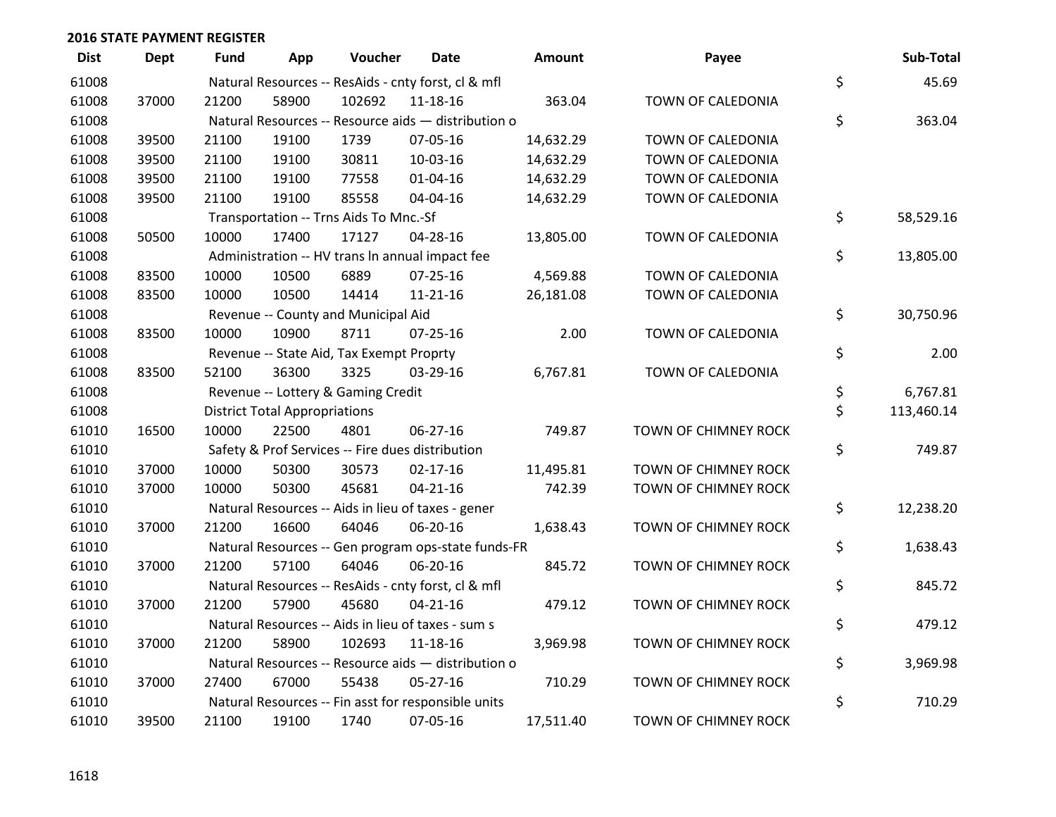## 2016 STATE PAYMENT REGISTER

| Dist | Dept | Fund | App | Voucher | Date | Amount | Payee | Sub-Total |
|---|---|---|---|---|---|---|---|---|
| 61008 | | Natural Resources -- ResAids - cnty forst, cl & mfl | | | | | | $ 45.69 |
| 61008 | 37000 | 21200 | 58900 | 102692 | 11-18-16 | 363.04 | TOWN OF CALEDONIA | |
| 61008 | | Natural Resources -- Resource aids — distribution o | | | | | | $ 363.04 |
| 61008 | 39500 | 21100 | 19100 | 1739 | 07-05-16 | 14,632.29 | TOWN OF CALEDONIA | |
| 61008 | 39500 | 21100 | 19100 | 30811 | 10-03-16 | 14,632.29 | TOWN OF CALEDONIA | |
| 61008 | 39500 | 21100 | 19100 | 77558 | 01-04-16 | 14,632.29 | TOWN OF CALEDONIA | |
| 61008 | 39500 | 21100 | 19100 | 85558 | 04-04-16 | 14,632.29 | TOWN OF CALEDONIA | |
| 61008 | | Transportation -- Trns Aids To Mnc.-Sf | | | | | | $ 58,529.16 |
| 61008 | 50500 | 10000 | 17400 | 17127 | 04-28-16 | 13,805.00 | TOWN OF CALEDONIA | |
| 61008 | | Administration -- HV trans ln annual impact fee | | | | | | $ 13,805.00 |
| 61008 | 83500 | 10000 | 10500 | 6889 | 07-25-16 | 4,569.88 | TOWN OF CALEDONIA | |
| 61008 | 83500 | 10000 | 10500 | 14414 | 11-21-16 | 26,181.08 | TOWN OF CALEDONIA | |
| 61008 | | Revenue -- County and Municipal Aid | | | | | | $ 30,750.96 |
| 61008 | 83500 | 10000 | 10900 | 8711 | 07-25-16 | 2.00 | TOWN OF CALEDONIA | |
| 61008 | | Revenue -- State Aid, Tax Exempt Proprty | | | | | | $ 2.00 |
| 61008 | 83500 | 52100 | 36300 | 3325 | 03-29-16 | 6,767.81 | TOWN OF CALEDONIA | |
| 61008 | | Revenue -- Lottery & Gaming Credit | | | | | | $ 6,767.81 |
| 61008 | | District Total Appropriations | | | | | | $ 113,460.14 |
| 61010 | 16500 | 10000 | 22500 | 4801 | 06-27-16 | 749.87 | TOWN OF CHIMNEY ROCK | |
| 61010 | | Safety & Prof Services -- Fire dues distribution | | | | | | $ 749.87 |
| 61010 | 37000 | 10000 | 50300 | 30573 | 02-17-16 | 11,495.81 | TOWN OF CHIMNEY ROCK | |
| 61010 | 37000 | 10000 | 50300 | 45681 | 04-21-16 | 742.39 | TOWN OF CHIMNEY ROCK | |
| 61010 | | Natural Resources -- Aids in lieu of taxes - gener | | | | | | $ 12,238.20 |
| 61010 | 37000 | 21200 | 16600 | 64046 | 06-20-16 | 1,638.43 | TOWN OF CHIMNEY ROCK | |
| 61010 | | Natural Resources -- Gen program ops-state funds-FR | | | | | | $ 1,638.43 |
| 61010 | 37000 | 21200 | 57100 | 64046 | 06-20-16 | 845.72 | TOWN OF CHIMNEY ROCK | |
| 61010 | | Natural Resources -- ResAids - cnty forst, cl & mfl | | | | | | $ 845.72 |
| 61010 | 37000 | 21200 | 57900 | 45680 | 04-21-16 | 479.12 | TOWN OF CHIMNEY ROCK | |
| 61010 | | Natural Resources -- Aids in lieu of taxes - sum s | | | | | | $ 479.12 |
| 61010 | 37000 | 21200 | 58900 | 102693 | 11-18-16 | 3,969.98 | TOWN OF CHIMNEY ROCK | |
| 61010 | | Natural Resources -- Resource aids — distribution o | | | | | | $ 3,969.98 |
| 61010 | 37000 | 27400 | 67000 | 55438 | 05-27-16 | 710.29 | TOWN OF CHIMNEY ROCK | |
| 61010 | | Natural Resources -- Fin asst for responsible units | | | | | | $ 710.29 |
| 61010 | 39500 | 21100 | 19100 | 1740 | 07-05-16 | 17,511.40 | TOWN OF CHIMNEY ROCK | |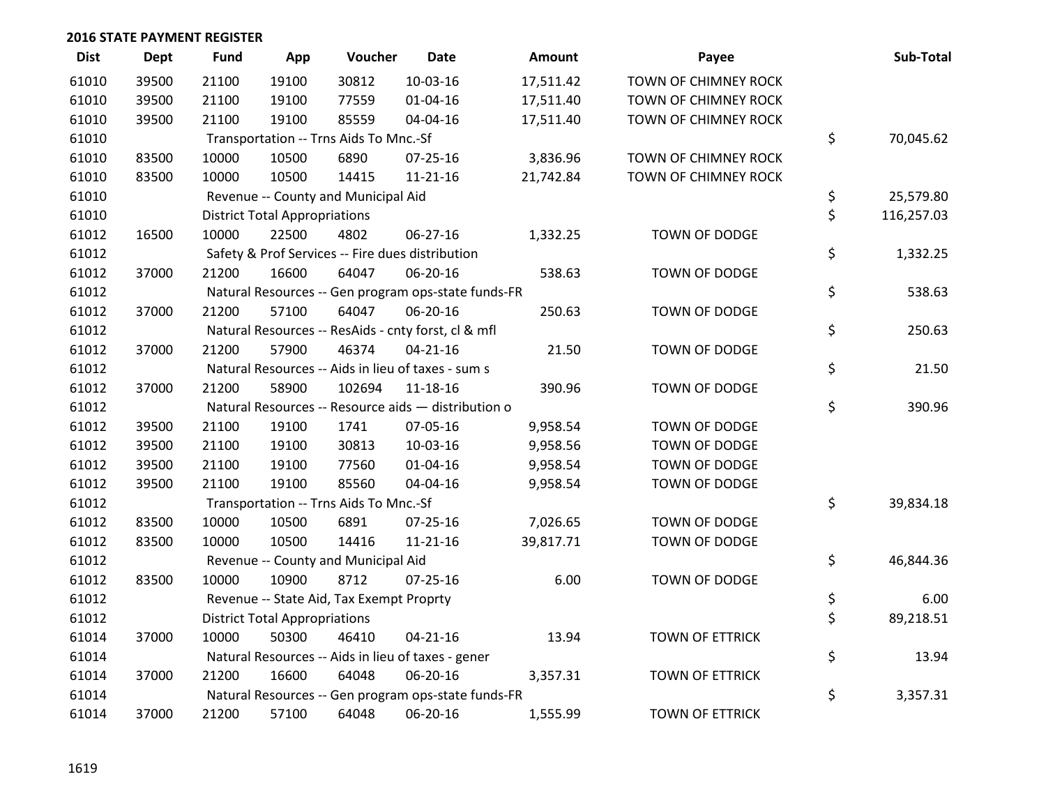**2016 STATE PAYMENT REGISTER**

| Dist | Dept | Fund | App | Voucher | Date | Amount | Payee | Sub-Total |
|---|---|---|---|---|---|---|---|---|
| 61010 | 39500 | 21100 | 19100 | 30812 | 10-03-16 | 17,511.42 | TOWN OF CHIMNEY ROCK | |
| 61010 | 39500 | 21100 | 19100 | 77559 | 01-04-16 | 17,511.40 | TOWN OF CHIMNEY ROCK | |
| 61010 | 39500 | 21100 | 19100 | 85559 | 04-04-16 | 17,511.40 | TOWN OF CHIMNEY ROCK | |
| 61010 | | Transportation -- Trns Aids To Mnc.-Sf | | | | | | $ 70,045.62 |
| 61010 | 83500 | 10000 | 10500 | 6890 | 07-25-16 | 3,836.96 | TOWN OF CHIMNEY ROCK | |
| 61010 | 83500 | 10000 | 10500 | 14415 | 11-21-16 | 21,742.84 | TOWN OF CHIMNEY ROCK | |
| 61010 | | Revenue -- County and Municipal Aid | | | | | | $ 25,579.80 |
| 61010 | | District Total Appropriations | | | | | | $ 116,257.03 |
| 61012 | 16500 | 10000 | 22500 | 4802 | 06-27-16 | 1,332.25 | TOWN OF DODGE | |
| 61012 | | Safety & Prof Services -- Fire dues distribution | | | | | | $ 1,332.25 |
| 61012 | 37000 | 21200 | 16600 | 64047 | 06-20-16 | 538.63 | TOWN OF DODGE | |
| 61012 | | Natural Resources -- Gen program ops-state funds-FR | | | | | | $ 538.63 |
| 61012 | 37000 | 21200 | 57100 | 64047 | 06-20-16 | 250.63 | TOWN OF DODGE | |
| 61012 | | Natural Resources -- ResAids - cnty forst, cl & mfl | | | | | | $ 250.63 |
| 61012 | 37000 | 21200 | 57900 | 46374 | 04-21-16 | 21.50 | TOWN OF DODGE | |
| 61012 | | Natural Resources -- Aids in lieu of taxes - sum s | | | | | | $ 21.50 |
| 61012 | 37000 | 21200 | 58900 | 102694 | 11-18-16 | 390.96 | TOWN OF DODGE | |
| 61012 | | Natural Resources -- Resource aids — distribution o | | | | | | $ 390.96 |
| 61012 | 39500 | 21100 | 19100 | 1741 | 07-05-16 | 9,958.54 | TOWN OF DODGE | |
| 61012 | 39500 | 21100 | 19100 | 30813 | 10-03-16 | 9,958.56 | TOWN OF DODGE | |
| 61012 | 39500 | 21100 | 19100 | 77560 | 01-04-16 | 9,958.54 | TOWN OF DODGE | |
| 61012 | 39500 | 21100 | 19100 | 85560 | 04-04-16 | 9,958.54 | TOWN OF DODGE | |
| 61012 | | Transportation -- Trns Aids To Mnc.-Sf | | | | | | $ 39,834.18 |
| 61012 | 83500 | 10000 | 10500 | 6891 | 07-25-16 | 7,026.65 | TOWN OF DODGE | |
| 61012 | 83500 | 10000 | 10500 | 14416 | 11-21-16 | 39,817.71 | TOWN OF DODGE | |
| 61012 | | Revenue -- County and Municipal Aid | | | | | | $ 46,844.36 |
| 61012 | 83500 | 10000 | 10900 | 8712 | 07-25-16 | 6.00 | TOWN OF DODGE | |
| 61012 | | Revenue -- State Aid, Tax Exempt Proprty | | | | | | $ 6.00 |
| 61012 | | District Total Appropriations | | | | | | $ 89,218.51 |
| 61014 | 37000 | 10000 | 50300 | 46410 | 04-21-16 | 13.94 | TOWN OF ETTRICK | |
| 61014 | | Natural Resources -- Aids in lieu of taxes - gener | | | | | | $ 13.94 |
| 61014 | 37000 | 21200 | 16600 | 64048 | 06-20-16 | 3,357.31 | TOWN OF ETTRICK | |
| 61014 | | Natural Resources -- Gen program ops-state funds-FR | | | | | | $ 3,357.31 |
| 61014 | 37000 | 21200 | 57100 | 64048 | 06-20-16 | 1,555.99 | TOWN OF ETTRICK | |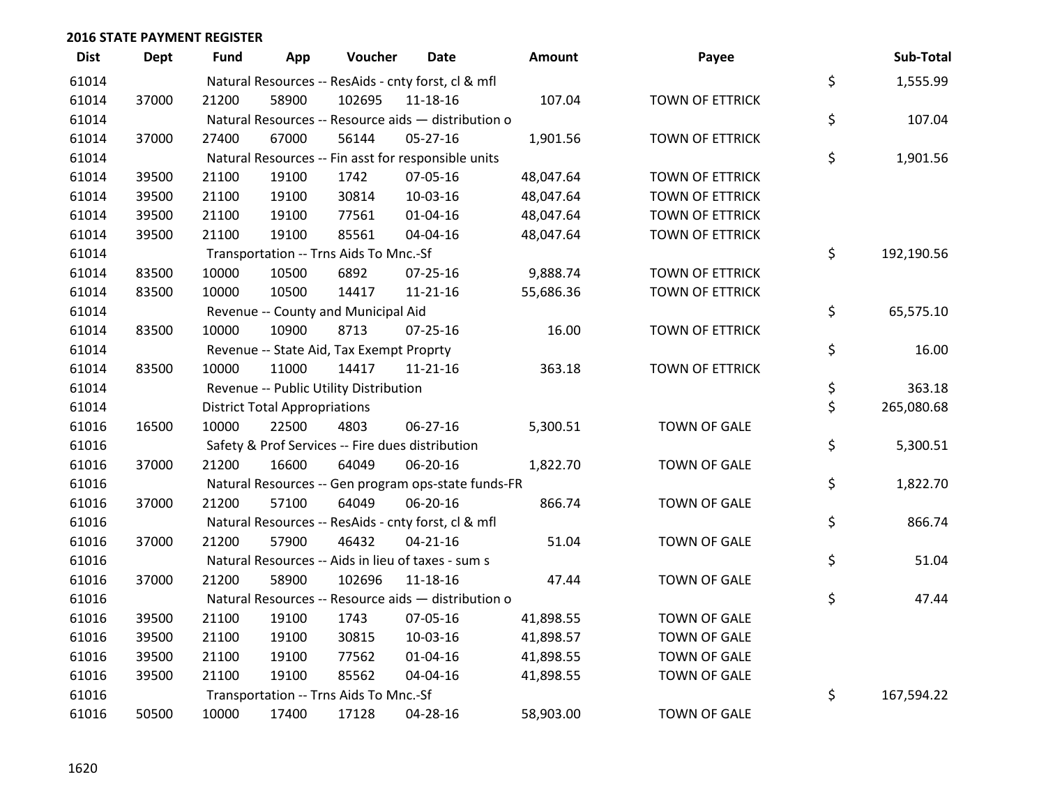## 2016 STATE PAYMENT REGISTER

| Dist | Dept | Fund | App | Voucher | Date | Amount | Payee | | Sub-Total |
|---|---|---|---|---|---|---|---|---|---|
| 61014 | | Natural Resources -- ResAids - cnty forst, cl & mfl | | | | | | $ | 1,555.99 |
| 61014 | 37000 | 21200 | 58900 | 102695 | 11-18-16 | 107.04 | TOWN OF ETTRICK | | |
| 61014 | | Natural Resources -- Resource aids — distribution o | | | | | | $ | 107.04 |
| 61014 | 37000 | 27400 | 67000 | 56144 | 05-27-16 | 1,901.56 | TOWN OF ETTRICK | | |
| 61014 | | Natural Resources -- Fin asst for responsible units | | | | | | $ | 1,901.56 |
| 61014 | 39500 | 21100 | 19100 | 1742 | 07-05-16 | 48,047.64 | TOWN OF ETTRICK | | |
| 61014 | 39500 | 21100 | 19100 | 30814 | 10-03-16 | 48,047.64 | TOWN OF ETTRICK | | |
| 61014 | 39500 | 21100 | 19100 | 77561 | 01-04-16 | 48,047.64 | TOWN OF ETTRICK | | |
| 61014 | 39500 | 21100 | 19100 | 85561 | 04-04-16 | 48,047.64 | TOWN OF ETTRICK | | |
| 61014 | | Transportation -- Trns Aids To Mnc.-Sf | | | | | | $ | 192,190.56 |
| 61014 | 83500 | 10000 | 10500 | 6892 | 07-25-16 | 9,888.74 | TOWN OF ETTRICK | | |
| 61014 | 83500 | 10000 | 10500 | 14417 | 11-21-16 | 55,686.36 | TOWN OF ETTRICK | | |
| 61014 | | Revenue -- County and Municipal Aid | | | | | | $ | 65,575.10 |
| 61014 | 83500 | 10000 | 10900 | 8713 | 07-25-16 | 16.00 | TOWN OF ETTRICK | | |
| 61014 | | Revenue -- State Aid, Tax Exempt Proprty | | | | | | $ | 16.00 |
| 61014 | 83500 | 10000 | 11000 | 14417 | 11-21-16 | 363.18 | TOWN OF ETTRICK | | |
| 61014 | | Revenue -- Public Utility Distribution | | | | | | $ | 363.18 |
| 61014 | | District Total Appropriations | | | | | | $ | 265,080.68 |
| 61016 | 16500 | 10000 | 22500 | 4803 | 06-27-16 | 5,300.51 | TOWN OF GALE | | |
| 61016 | | Safety & Prof Services -- Fire dues distribution | | | | | | $ | 5,300.51 |
| 61016 | 37000 | 21200 | 16600 | 64049 | 06-20-16 | 1,822.70 | TOWN OF GALE | | |
| 61016 | | Natural Resources -- Gen program ops-state funds-FR | | | | | | $ | 1,822.70 |
| 61016 | 37000 | 21200 | 57100 | 64049 | 06-20-16 | 866.74 | TOWN OF GALE | | |
| 61016 | | Natural Resources -- ResAids - cnty forst, cl & mfl | | | | | | $ | 866.74 |
| 61016 | 37000 | 21200 | 57900 | 46432 | 04-21-16 | 51.04 | TOWN OF GALE | | |
| 61016 | | Natural Resources -- Aids in lieu of taxes - sum s | | | | | | $ | 51.04 |
| 61016 | 37000 | 21200 | 58900 | 102696 | 11-18-16 | 47.44 | TOWN OF GALE | | |
| 61016 | | Natural Resources -- Resource aids — distribution o | | | | | | $ | 47.44 |
| 61016 | 39500 | 21100 | 19100 | 1743 | 07-05-16 | 41,898.55 | TOWN OF GALE | | |
| 61016 | 39500 | 21100 | 19100 | 30815 | 10-03-16 | 41,898.57 | TOWN OF GALE | | |
| 61016 | 39500 | 21100 | 19100 | 77562 | 01-04-16 | 41,898.55 | TOWN OF GALE | | |
| 61016 | 39500 | 21100 | 19100 | 85562 | 04-04-16 | 41,898.55 | TOWN OF GALE | | |
| 61016 | | Transportation -- Trns Aids To Mnc.-Sf | | | | | | $ | 167,594.22 |
| 61016 | 50500 | 10000 | 17400 | 17128 | 04-28-16 | 58,903.00 | TOWN OF GALE | | |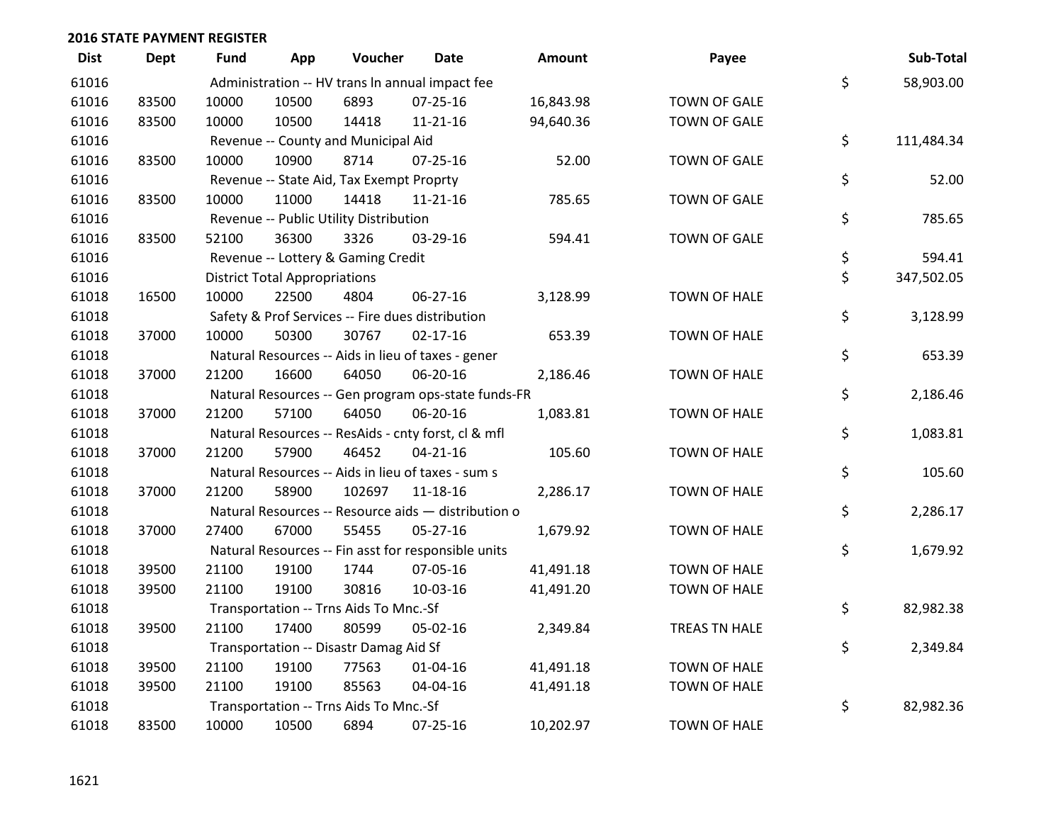**2016 STATE PAYMENT REGISTER**

| Dist | Dept | Fund | App | Voucher | Date | Amount | Payee | | Sub-Total |
|---|---|---|---|---|---|---|---|---|---|
| 61016 | | Administration -- HV trans ln annual impact fee | | | | | | $ | 58,903.00 |
| 61016 | 83500 | 10000 | 10500 | 6893 | 07-25-16 | 16,843.98 | TOWN OF GALE | | |
| 61016 | 83500 | 10000 | 10500 | 14418 | 11-21-16 | 94,640.36 | TOWN OF GALE | | |
| 61016 | | Revenue -- County and Municipal Aid | | | | | | $ | 111,484.34 |
| 61016 | 83500 | 10000 | 10900 | 8714 | 07-25-16 | 52.00 | TOWN OF GALE | | |
| 61016 | | Revenue -- State Aid, Tax Exempt Proprty | | | | | | $ | 52.00 |
| 61016 | 83500 | 10000 | 11000 | 14418 | 11-21-16 | 785.65 | TOWN OF GALE | | |
| 61016 | | Revenue -- Public Utility Distribution | | | | | | $ | 785.65 |
| 61016 | 83500 | 52100 | 36300 | 3326 | 03-29-16 | 594.41 | TOWN OF GALE | | |
| 61016 | | Revenue -- Lottery & Gaming Credit | | | | | | $ | 594.41 |
| 61016 | | District Total Appropriations | | | | | | $ | 347,502.05 |
| 61018 | 16500 | 10000 | 22500 | 4804 | 06-27-16 | 3,128.99 | TOWN OF HALE | | |
| 61018 | | Safety & Prof Services -- Fire dues distribution | | | | | | $ | 3,128.99 |
| 61018 | 37000 | 10000 | 50300 | 30767 | 02-17-16 | 653.39 | TOWN OF HALE | | |
| 61018 | | Natural Resources -- Aids in lieu of taxes - gener | | | | | | $ | 653.39 |
| 61018 | 37000 | 21200 | 16600 | 64050 | 06-20-16 | 2,186.46 | TOWN OF HALE | | |
| 61018 | | Natural Resources -- Gen program ops-state funds-FR | | | | | | $ | 2,186.46 |
| 61018 | 37000 | 21200 | 57100 | 64050 | 06-20-16 | 1,083.81 | TOWN OF HALE | | |
| 61018 | | Natural Resources -- ResAids - cnty forst, cl & mfl | | | | | | $ | 1,083.81 |
| 61018 | 37000 | 21200 | 57900 | 46452 | 04-21-16 | 105.60 | TOWN OF HALE | | |
| 61018 | | Natural Resources -- Aids in lieu of taxes - sum s | | | | | | $ | 105.60 |
| 61018 | 37000 | 21200 | 58900 | 102697 | 11-18-16 | 2,286.17 | TOWN OF HALE | | |
| 61018 | | Natural Resources -- Resource aids — distribution o | | | | | | $ | 2,286.17 |
| 61018 | 37000 | 27400 | 67000 | 55455 | 05-27-16 | 1,679.92 | TOWN OF HALE | | |
| 61018 | | Natural Resources -- Fin asst for responsible units | | | | | | $ | 1,679.92 |
| 61018 | 39500 | 21100 | 19100 | 1744 | 07-05-16 | 41,491.18 | TOWN OF HALE | | |
| 61018 | 39500 | 21100 | 19100 | 30816 | 10-03-16 | 41,491.20 | TOWN OF HALE | | |
| 61018 | | Transportation -- Trns Aids To Mnc.-Sf | | | | | | $ | 82,982.38 |
| 61018 | 39500 | 21100 | 17400 | 80599 | 05-02-16 | 2,349.84 | TREAS TN HALE | | |
| 61018 | | Transportation -- Disastr Damag Aid Sf | | | | | | $ | 2,349.84 |
| 61018 | 39500 | 21100 | 19100 | 77563 | 01-04-16 | 41,491.18 | TOWN OF HALE | | |
| 61018 | 39500 | 21100 | 19100 | 85563 | 04-04-16 | 41,491.18 | TOWN OF HALE | | |
| 61018 | | Transportation -- Trns Aids To Mnc.-Sf | | | | | | $ | 82,982.36 |
| 61018 | 83500 | 10000 | 10500 | 6894 | 07-25-16 | 10,202.97 | TOWN OF HALE | | |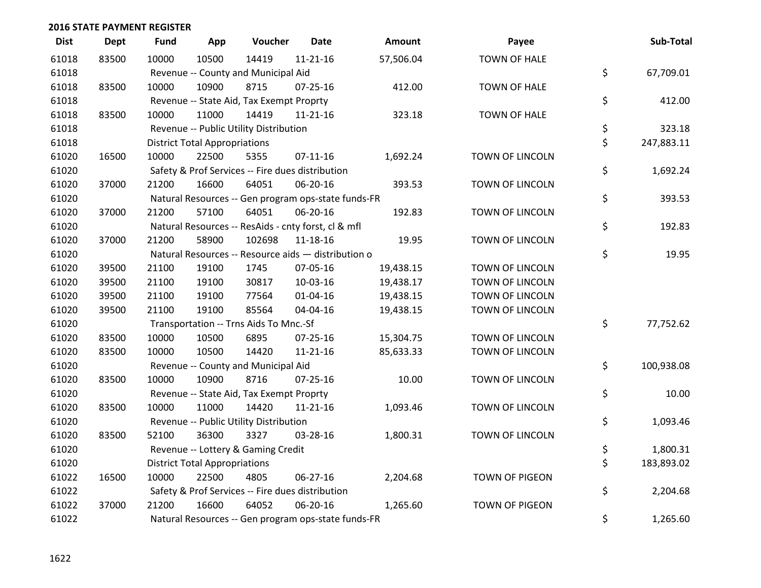## 2016 STATE PAYMENT REGISTER

| Dist | Dept | Fund | App | Voucher | Date | Amount | Payee | Sub-Total |
|---|---|---|---|---|---|---|---|---|
| 61018 | 83500 | 10000 | 10500 | 14419 | 11-21-16 | 57,506.04 | TOWN OF HALE | |
| 61018 | | Revenue -- County and Municipal Aid | | | | | | $ 67,709.01 |
| 61018 | 83500 | 10000 | 10900 | 8715 | 07-25-16 | 412.00 | TOWN OF HALE | |
| 61018 | | Revenue -- State Aid, Tax Exempt Proprty | | | | | | $ 412.00 |
| 61018 | 83500 | 10000 | 11000 | 14419 | 11-21-16 | 323.18 | TOWN OF HALE | |
| 61018 | | Revenue -- Public Utility Distribution | | | | | | $ 323.18 |
| 61018 | | District Total Appropriations | | | | | | $ 247,883.11 |
| 61020 | 16500 | 10000 | 22500 | 5355 | 07-11-16 | 1,692.24 | TOWN OF LINCOLN | |
| 61020 | | Safety & Prof Services -- Fire dues distribution | | | | | | $ 1,692.24 |
| 61020 | 37000 | 21200 | 16600 | 64051 | 06-20-16 | 393.53 | TOWN OF LINCOLN | |
| 61020 | | Natural Resources -- Gen program ops-state funds-FR | | | | | | $ 393.53 |
| 61020 | 37000 | 21200 | 57100 | 64051 | 06-20-16 | 192.83 | TOWN OF LINCOLN | |
| 61020 | | Natural Resources -- ResAids - cnty forst, cl & mfl | | | | | | $ 192.83 |
| 61020 | 37000 | 21200 | 58900 | 102698 | 11-18-16 | 19.95 | TOWN OF LINCOLN | |
| 61020 | | Natural Resources -- Resource aids — distribution o | | | | | | $ 19.95 |
| 61020 | 39500 | 21100 | 19100 | 1745 | 07-05-16 | 19,438.15 | TOWN OF LINCOLN | |
| 61020 | 39500 | 21100 | 19100 | 30817 | 10-03-16 | 19,438.17 | TOWN OF LINCOLN | |
| 61020 | 39500 | 21100 | 19100 | 77564 | 01-04-16 | 19,438.15 | TOWN OF LINCOLN | |
| 61020 | 39500 | 21100 | 19100 | 85564 | 04-04-16 | 19,438.15 | TOWN OF LINCOLN | |
| 61020 | | Transportation -- Trns Aids To Mnc.-Sf | | | | | | $ 77,752.62 |
| 61020 | 83500 | 10000 | 10500 | 6895 | 07-25-16 | 15,304.75 | TOWN OF LINCOLN | |
| 61020 | 83500 | 10000 | 10500 | 14420 | 11-21-16 | 85,633.33 | TOWN OF LINCOLN | |
| 61020 | | Revenue -- County and Municipal Aid | | | | | | $ 100,938.08 |
| 61020 | 83500 | 10000 | 10900 | 8716 | 07-25-16 | 10.00 | TOWN OF LINCOLN | |
| 61020 | | Revenue -- State Aid, Tax Exempt Proprty | | | | | | $ 10.00 |
| 61020 | 83500 | 10000 | 11000 | 14420 | 11-21-16 | 1,093.46 | TOWN OF LINCOLN | |
| 61020 | | Revenue -- Public Utility Distribution | | | | | | $ 1,093.46 |
| 61020 | 83500 | 52100 | 36300 | 3327 | 03-28-16 | 1,800.31 | TOWN OF LINCOLN | |
| 61020 | | Revenue -- Lottery & Gaming Credit | | | | | | $ 1,800.31 |
| 61020 | | District Total Appropriations | | | | | | $ 183,893.02 |
| 61022 | 16500 | 10000 | 22500 | 4805 | 06-27-16 | 2,204.68 | TOWN OF PIGEON | |
| 61022 | | Safety & Prof Services -- Fire dues distribution | | | | | | $ 2,204.68 |
| 61022 | 37000 | 21200 | 16600 | 64052 | 06-20-16 | 1,265.60 | TOWN OF PIGEON | |
| 61022 | | Natural Resources -- Gen program ops-state funds-FR | | | | | | $ 1,265.60 |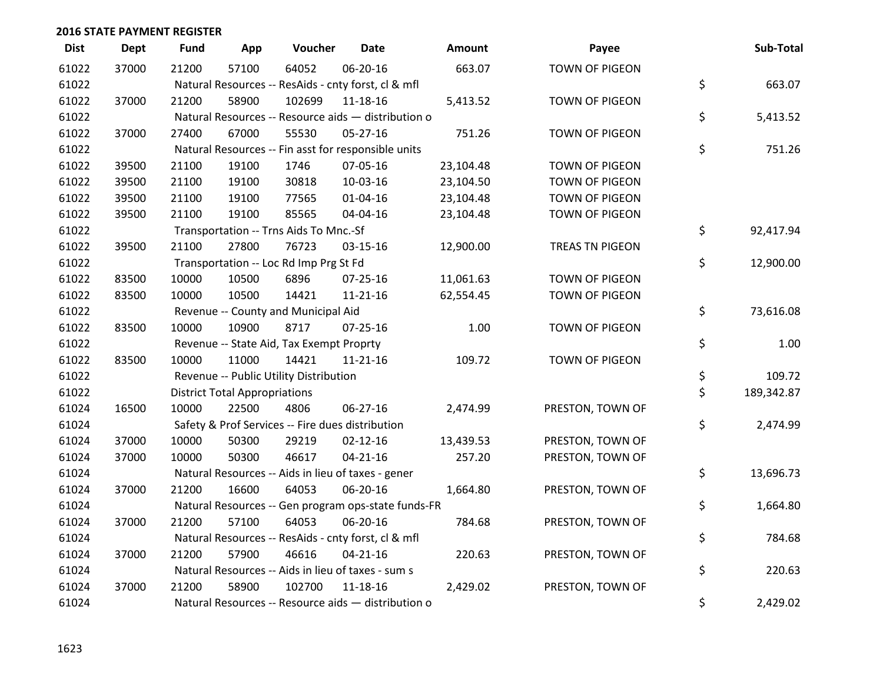## 2016 STATE PAYMENT REGISTER

| Dist | Dept | Fund | App | Voucher | Date | Amount | Payee | Sub-Total |
|---|---|---|---|---|---|---|---|---|
| 61022 | 37000 | 21200 | 57100 | 64052 | 06-20-16 | 663.07 | TOWN OF PIGEON | |
| 61022 | | Natural Resources -- ResAids - cnty forst, cl & mfl | | | | | | $ 663.07 |
| 61022 | 37000 | 21200 | 58900 | 102699 | 11-18-16 | 5,413.52 | TOWN OF PIGEON | |
| 61022 | | Natural Resources -- Resource aids — distribution o | | | | | | $ 5,413.52 |
| 61022 | 37000 | 27400 | 67000 | 55530 | 05-27-16 | 751.26 | TOWN OF PIGEON | |
| 61022 | | Natural Resources -- Fin asst for responsible units | | | | | | $ 751.26 |
| 61022 | 39500 | 21100 | 19100 | 1746 | 07-05-16 | 23,104.48 | TOWN OF PIGEON | |
| 61022 | 39500 | 21100 | 19100 | 30818 | 10-03-16 | 23,104.50 | TOWN OF PIGEON | |
| 61022 | 39500 | 21100 | 19100 | 77565 | 01-04-16 | 23,104.48 | TOWN OF PIGEON | |
| 61022 | 39500 | 21100 | 19100 | 85565 | 04-04-16 | 23,104.48 | TOWN OF PIGEON | |
| 61022 | | Transportation -- Trns Aids To Mnc.-Sf | | | | | | $ 92,417.94 |
| 61022 | 39500 | 21100 | 27800 | 76723 | 03-15-16 | 12,900.00 | TREAS TN PIGEON | |
| 61022 | | Transportation -- Loc Rd Imp Prg St Fd | | | | | | $ 12,900.00 |
| 61022 | 83500 | 10000 | 10500 | 6896 | 07-25-16 | 11,061.63 | TOWN OF PIGEON | |
| 61022 | 83500 | 10000 | 10500 | 14421 | 11-21-16 | 62,554.45 | TOWN OF PIGEON | |
| 61022 | | Revenue -- County and Municipal Aid | | | | | | $ 73,616.08 |
| 61022 | 83500 | 10000 | 10900 | 8717 | 07-25-16 | 1.00 | TOWN OF PIGEON | |
| 61022 | | Revenue -- State Aid, Tax Exempt Proprty | | | | | | $ 1.00 |
| 61022 | 83500 | 10000 | 11000 | 14421 | 11-21-16 | 109.72 | TOWN OF PIGEON | |
| 61022 | | Revenue -- Public Utility Distribution | | | | | | $ 109.72 |
| 61022 | | District Total Appropriations | | | | | | $ 189,342.87 |
| 61024 | 16500 | 10000 | 22500 | 4806 | 06-27-16 | 2,474.99 | PRESTON, TOWN OF | |
| 61024 | | Safety & Prof Services -- Fire dues distribution | | | | | | $ 2,474.99 |
| 61024 | 37000 | 10000 | 50300 | 29219 | 02-12-16 | 13,439.53 | PRESTON, TOWN OF | |
| 61024 | 37000 | 10000 | 50300 | 46617 | 04-21-16 | 257.20 | PRESTON, TOWN OF | |
| 61024 | | Natural Resources -- Aids in lieu of taxes - gener | | | | | | $ 13,696.73 |
| 61024 | 37000 | 21200 | 16600 | 64053 | 06-20-16 | 1,664.80 | PRESTON, TOWN OF | |
| 61024 | | Natural Resources -- Gen program ops-state funds-FR | | | | | | $ 1,664.80 |
| 61024 | 37000 | 21200 | 57100 | 64053 | 06-20-16 | 784.68 | PRESTON, TOWN OF | |
| 61024 | | Natural Resources -- ResAids - cnty forst, cl & mfl | | | | | | $ 784.68 |
| 61024 | 37000 | 21200 | 57900 | 46616 | 04-21-16 | 220.63 | PRESTON, TOWN OF | |
| 61024 | | Natural Resources -- Aids in lieu of taxes - sum s | | | | | | $ 220.63 |
| 61024 | 37000 | 21200 | 58900 | 102700 | 11-18-16 | 2,429.02 | PRESTON, TOWN OF | |
| 61024 | | Natural Resources -- Resource aids — distribution o | | | | | | $ 2,429.02 |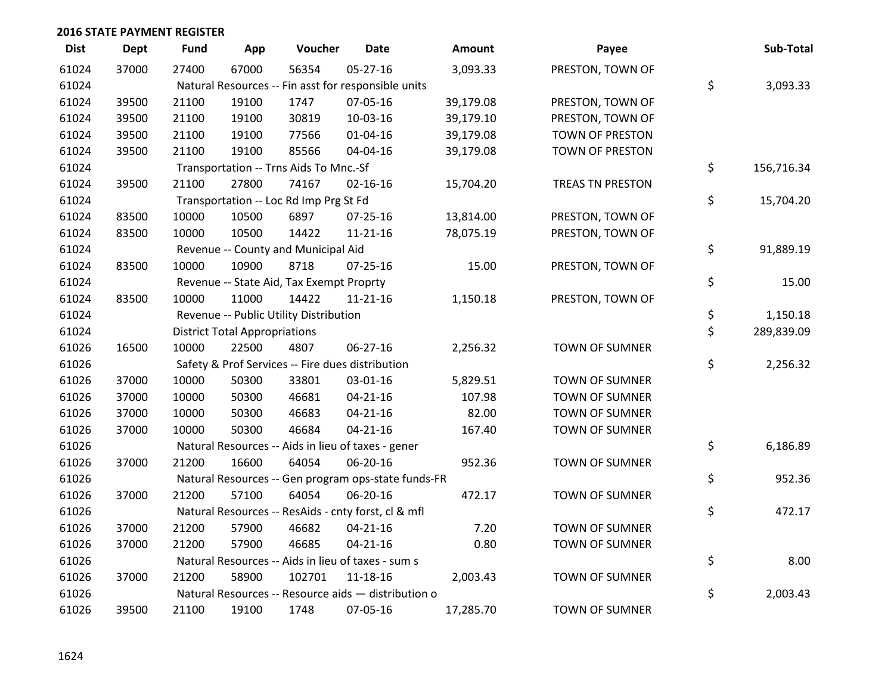## 2016 STATE PAYMENT REGISTER

| Dist | Dept | Fund | App | Voucher | Date | Amount | Payee | Sub-Total |
|---|---|---|---|---|---|---|---|---|
| 61024 | 37000 | 27400 | 67000 | 56354 | 05-27-16 | 3,093.33 | PRESTON, TOWN OF | |
| 61024 | | Natural Resources -- Fin asst for responsible units | | | | | | $ 3,093.33 |
| 61024 | 39500 | 21100 | 19100 | 1747 | 07-05-16 | 39,179.08 | PRESTON, TOWN OF | |
| 61024 | 39500 | 21100 | 19100 | 30819 | 10-03-16 | 39,179.10 | PRESTON, TOWN OF | |
| 61024 | 39500 | 21100 | 19100 | 77566 | 01-04-16 | 39,179.08 | TOWN OF PRESTON | |
| 61024 | 39500 | 21100 | 19100 | 85566 | 04-04-16 | 39,179.08 | TOWN OF PRESTON | |
| 61024 | | Transportation -- Trns Aids To Mnc.-Sf | | | | | | $ 156,716.34 |
| 61024 | 39500 | 21100 | 27800 | 74167 | 02-16-16 | 15,704.20 | TREAS TN PRESTON | |
| 61024 | | Transportation -- Loc Rd Imp Prg St Fd | | | | | | $ 15,704.20 |
| 61024 | 83500 | 10000 | 10500 | 6897 | 07-25-16 | 13,814.00 | PRESTON, TOWN OF | |
| 61024 | 83500 | 10000 | 10500 | 14422 | 11-21-16 | 78,075.19 | PRESTON, TOWN OF | |
| 61024 | | Revenue -- County and Municipal Aid | | | | | | $ 91,889.19 |
| 61024 | 83500 | 10000 | 10900 | 8718 | 07-25-16 | 15.00 | PRESTON, TOWN OF | |
| 61024 | | Revenue -- State Aid, Tax Exempt Proprty | | | | | | $ 15.00 |
| 61024 | 83500 | 10000 | 11000 | 14422 | 11-21-16 | 1,150.18 | PRESTON, TOWN OF | |
| 61024 | | Revenue -- Public Utility Distribution | | | | | | $ 1,150.18 |
| 61024 | | District Total Appropriations | | | | | | $ 289,839.09 |
| 61026 | 16500 | 10000 | 22500 | 4807 | 06-27-16 | 2,256.32 | TOWN OF SUMNER | |
| 61026 | | Safety & Prof Services -- Fire dues distribution | | | | | | $ 2,256.32 |
| 61026 | 37000 | 10000 | 50300 | 33801 | 03-01-16 | 5,829.51 | TOWN OF SUMNER | |
| 61026 | 37000 | 10000 | 50300 | 46681 | 04-21-16 | 107.98 | TOWN OF SUMNER | |
| 61026 | 37000 | 10000 | 50300 | 46683 | 04-21-16 | 82.00 | TOWN OF SUMNER | |
| 61026 | 37000 | 10000 | 50300 | 46684 | 04-21-16 | 167.40 | TOWN OF SUMNER | |
| 61026 | | Natural Resources -- Aids in lieu of taxes - gener | | | | | | $ 6,186.89 |
| 61026 | 37000 | 21200 | 16600 | 64054 | 06-20-16 | 952.36 | TOWN OF SUMNER | |
| 61026 | | Natural Resources -- Gen program ops-state funds-FR | | | | | | $ 952.36 |
| 61026 | 37000 | 21200 | 57100 | 64054 | 06-20-16 | 472.17 | TOWN OF SUMNER | |
| 61026 | | Natural Resources -- ResAids - cnty forst, cl & mfl | | | | | | $ 472.17 |
| 61026 | 37000 | 21200 | 57900 | 46682 | 04-21-16 | 7.20 | TOWN OF SUMNER | |
| 61026 | 37000 | 21200 | 57900 | 46685 | 04-21-16 | 0.80 | TOWN OF SUMNER | |
| 61026 | | Natural Resources -- Aids in lieu of taxes - sum s | | | | | | $ 8.00 |
| 61026 | 37000 | 21200 | 58900 | 102701 | 11-18-16 | 2,003.43 | TOWN OF SUMNER | |
| 61026 | | Natural Resources -- Resource aids — distribution o | | | | | | $ 2,003.43 |
| 61026 | 39500 | 21100 | 19100 | 1748 | 07-05-16 | 17,285.70 | TOWN OF SUMNER | |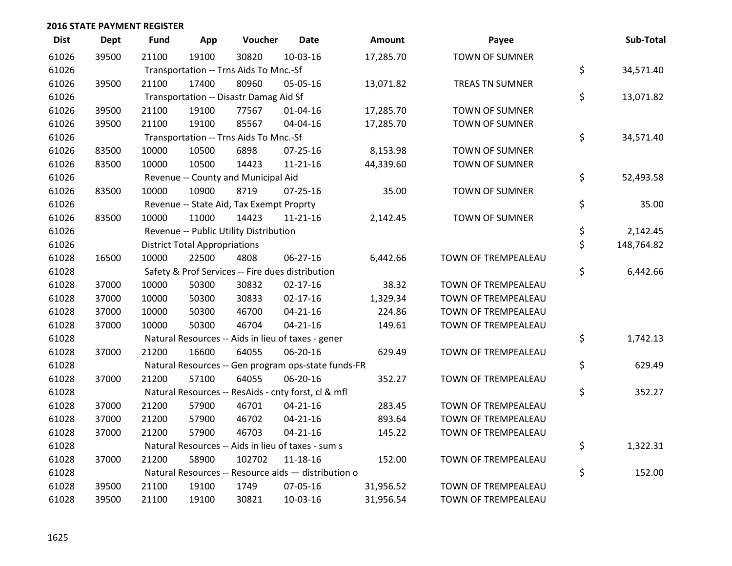## 2016 STATE PAYMENT REGISTER

| Dist | Dept | Fund | App | Voucher | Date | Amount | Payee | Sub-Total |
|---|---|---|---|---|---|---|---|---|
| 61026 | 39500 | 21100 | 19100 | 30820 | 10-03-16 | 17,285.70 | TOWN OF SUMNER | |
| 61026 | | Transportation -- Trns Aids To Mnc.-Sf | | | | | | $ 34,571.40 |
| 61026 | 39500 | 21100 | 17400 | 80960 | 05-05-16 | 13,071.82 | TREAS TN SUMNER | |
| 61026 | | Transportation -- Disastr Damag Aid Sf | | | | | | $ 13,071.82 |
| 61026 | 39500 | 21100 | 19100 | 77567 | 01-04-16 | 17,285.70 | TOWN OF SUMNER | |
| 61026 | 39500 | 21100 | 19100 | 85567 | 04-04-16 | 17,285.70 | TOWN OF SUMNER | |
| 61026 | | Transportation -- Trns Aids To Mnc.-Sf | | | | | | $ 34,571.40 |
| 61026 | 83500 | 10000 | 10500 | 6898 | 07-25-16 | 8,153.98 | TOWN OF SUMNER | |
| 61026 | 83500 | 10000 | 10500 | 14423 | 11-21-16 | 44,339.60 | TOWN OF SUMNER | |
| 61026 | | Revenue -- County and Municipal Aid | | | | | | $ 52,493.58 |
| 61026 | 83500 | 10000 | 10900 | 8719 | 07-25-16 | 35.00 | TOWN OF SUMNER | |
| 61026 | | Revenue -- State Aid, Tax Exempt Proprty | | | | | | $ 35.00 |
| 61026 | 83500 | 10000 | 11000 | 14423 | 11-21-16 | 2,142.45 | TOWN OF SUMNER | |
| 61026 | | Revenue -- Public Utility Distribution | | | | | | $ 2,142.45 |
| 61026 | | District Total Appropriations | | | | | | $ 148,764.82 |
| 61028 | 16500 | 10000 | 22500 | 4808 | 06-27-16 | 6,442.66 | TOWN OF TREMPEALEAU | |
| 61028 | | Safety & Prof Services -- Fire dues distribution | | | | | | $ 6,442.66 |
| 61028 | 37000 | 10000 | 50300 | 30832 | 02-17-16 | 38.32 | TOWN OF TREMPEALEAU | |
| 61028 | 37000 | 10000 | 50300 | 30833 | 02-17-16 | 1,329.34 | TOWN OF TREMPEALEAU | |
| 61028 | 37000 | 10000 | 50300 | 46700 | 04-21-16 | 224.86 | TOWN OF TREMPEALEAU | |
| 61028 | 37000 | 10000 | 50300 | 46704 | 04-21-16 | 149.61 | TOWN OF TREMPEALEAU | |
| 61028 | | Natural Resources -- Aids in lieu of taxes - gener | | | | | | $ 1,742.13 |
| 61028 | 37000 | 21200 | 16600 | 64055 | 06-20-16 | 629.49 | TOWN OF TREMPEALEAU | |
| 61028 | | Natural Resources -- Gen program ops-state funds-FR | | | | | | $ 629.49 |
| 61028 | 37000 | 21200 | 57100 | 64055 | 06-20-16 | 352.27 | TOWN OF TREMPEALEAU | |
| 61028 | | Natural Resources -- ResAids - cnty forst, cl & mfl | | | | | | $ 352.27 |
| 61028 | 37000 | 21200 | 57900 | 46701 | 04-21-16 | 283.45 | TOWN OF TREMPEALEAU | |
| 61028 | 37000 | 21200 | 57900 | 46702 | 04-21-16 | 893.64 | TOWN OF TREMPEALEAU | |
| 61028 | 37000 | 21200 | 57900 | 46703 | 04-21-16 | 145.22 | TOWN OF TREMPEALEAU | |
| 61028 | | Natural Resources -- Aids in lieu of taxes - sum s | | | | | | $ 1,322.31 |
| 61028 | 37000 | 21200 | 58900 | 102702 | 11-18-16 | 152.00 | TOWN OF TREMPEALEAU | |
| 61028 | | Natural Resources -- Resource aids — distribution o | | | | | | $ 152.00 |
| 61028 | 39500 | 21100 | 19100 | 1749 | 07-05-16 | 31,956.52 | TOWN OF TREMPEALEAU | |
| 61028 | 39500 | 21100 | 19100 | 30821 | 10-03-16 | 31,956.54 | TOWN OF TREMPEALEAU | |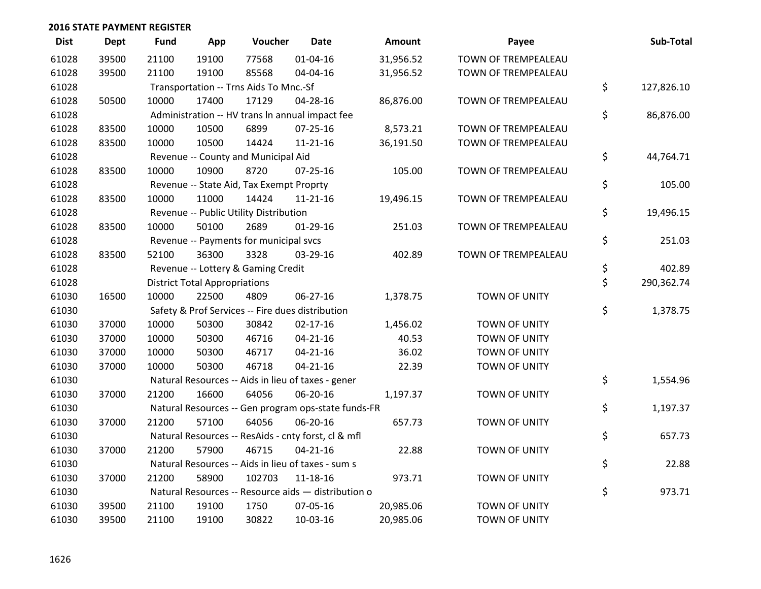## 2016 STATE PAYMENT REGISTER

| Dist | Dept | Fund | App | Voucher | Date | Amount | Payee | Sub-Total |
|---|---|---|---|---|---|---|---|---|
| 61028 | 39500 | 21100 | 19100 | 77568 | 01-04-16 | 31,956.52 | TOWN OF TREMPEALEAU | |
| 61028 | 39500 | 21100 | 19100 | 85568 | 04-04-16 | 31,956.52 | TOWN OF TREMPEALEAU | |
| 61028 | | Transportation -- Trns Aids To Mnc.-Sf | | | | | | $ 127,826.10 |
| 61028 | 50500 | 10000 | 17400 | 17129 | 04-28-16 | 86,876.00 | TOWN OF TREMPEALEAU | |
| 61028 | | Administration -- HV trans ln annual impact fee | | | | | | $ 86,876.00 |
| 61028 | 83500 | 10000 | 10500 | 6899 | 07-25-16 | 8,573.21 | TOWN OF TREMPEALEAU | |
| 61028 | 83500 | 10000 | 10500 | 14424 | 11-21-16 | 36,191.50 | TOWN OF TREMPEALEAU | |
| 61028 | | Revenue -- County and Municipal Aid | | | | | | $ 44,764.71 |
| 61028 | 83500 | 10000 | 10900 | 8720 | 07-25-16 | 105.00 | TOWN OF TREMPEALEAU | |
| 61028 | | Revenue -- State Aid, Tax Exempt Proprty | | | | | | $ 105.00 |
| 61028 | 83500 | 10000 | 11000 | 14424 | 11-21-16 | 19,496.15 | TOWN OF TREMPEALEAU | |
| 61028 | | Revenue -- Public Utility Distribution | | | | | | $ 19,496.15 |
| 61028 | 83500 | 10000 | 50100 | 2689 | 01-29-16 | 251.03 | TOWN OF TREMPEALEAU | |
| 61028 | | Revenue -- Payments for municipal svcs | | | | | | $ 251.03 |
| 61028 | 83500 | 52100 | 36300 | 3328 | 03-29-16 | 402.89 | TOWN OF TREMPEALEAU | |
| 61028 | | Revenue -- Lottery & Gaming Credit | | | | | | $ 402.89 |
| 61028 | | District Total Appropriations | | | | | | $ 290,362.74 |
| 61030 | 16500 | 10000 | 22500 | 4809 | 06-27-16 | 1,378.75 | TOWN OF UNITY | |
| 61030 | | Safety & Prof Services -- Fire dues distribution | | | | | | $ 1,378.75 |
| 61030 | 37000 | 10000 | 50300 | 30842 | 02-17-16 | 1,456.02 | TOWN OF UNITY | |
| 61030 | 37000 | 10000 | 50300 | 46716 | 04-21-16 | 40.53 | TOWN OF UNITY | |
| 61030 | 37000 | 10000 | 50300 | 46717 | 04-21-16 | 36.02 | TOWN OF UNITY | |
| 61030 | 37000 | 10000 | 50300 | 46718 | 04-21-16 | 22.39 | TOWN OF UNITY | |
| 61030 | | Natural Resources -- Aids in lieu of taxes - gener | | | | | | $ 1,554.96 |
| 61030 | 37000 | 21200 | 16600 | 64056 | 06-20-16 | 1,197.37 | TOWN OF UNITY | |
| 61030 | | Natural Resources -- Gen program ops-state funds-FR | | | | | | $ 1,197.37 |
| 61030 | 37000 | 21200 | 57100 | 64056 | 06-20-16 | 657.73 | TOWN OF UNITY | |
| 61030 | | Natural Resources -- ResAids - cnty forst, cl & mfl | | | | | | $ 657.73 |
| 61030 | 37000 | 21200 | 57900 | 46715 | 04-21-16 | 22.88 | TOWN OF UNITY | |
| 61030 | | Natural Resources -- Aids in lieu of taxes - sum s | | | | | | $ 22.88 |
| 61030 | 37000 | 21200 | 58900 | 102703 | 11-18-16 | 973.71 | TOWN OF UNITY | |
| 61030 | | Natural Resources -- Resource aids — distribution o | | | | | | $ 973.71 |
| 61030 | 39500 | 21100 | 19100 | 1750 | 07-05-16 | 20,985.06 | TOWN OF UNITY | |
| 61030 | 39500 | 21100 | 19100 | 30822 | 10-03-16 | 20,985.06 | TOWN OF UNITY | |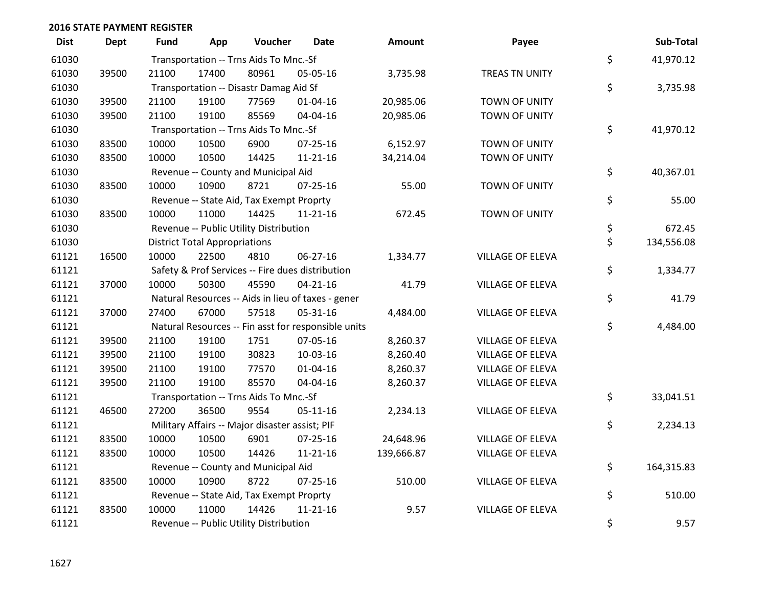## 2016 STATE PAYMENT REGISTER

| Dist | Dept | Fund | App | Voucher | Date | Amount | Payee | Sub-Total |
|---|---|---|---|---|---|---|---|---|
| 61030 | | Transportation -- Trns Aids To Mnc.-Sf | | | | | | $ 41,970.12 |
| 61030 | 39500 | 21100 | 17400 | 80961 | 05-05-16 | 3,735.98 | TREAS TN UNITY | |
| 61030 | | Transportation -- Disastr Damag Aid Sf | | | | | | $ 3,735.98 |
| 61030 | 39500 | 21100 | 19100 | 77569 | 01-04-16 | 20,985.06 | TOWN OF UNITY | |
| 61030 | 39500 | 21100 | 19100 | 85569 | 04-04-16 | 20,985.06 | TOWN OF UNITY | |
| 61030 | | Transportation -- Trns Aids To Mnc.-Sf | | | | | | $ 41,970.12 |
| 61030 | 83500 | 10000 | 10500 | 6900 | 07-25-16 | 6,152.97 | TOWN OF UNITY | |
| 61030 | 83500 | 10000 | 10500 | 14425 | 11-21-16 | 34,214.04 | TOWN OF UNITY | |
| 61030 | | Revenue -- County and Municipal Aid | | | | | | $ 40,367.01 |
| 61030 | 83500 | 10000 | 10900 | 8721 | 07-25-16 | 55.00 | TOWN OF UNITY | |
| 61030 | | Revenue -- State Aid, Tax Exempt Proprty | | | | | | $ 55.00 |
| 61030 | 83500 | 10000 | 11000 | 14425 | 11-21-16 | 672.45 | TOWN OF UNITY | |
| 61030 | | Revenue -- Public Utility Distribution | | | | | | $ 672.45 |
| 61030 | | District Total Appropriations | | | | | | $ 134,556.08 |
| 61121 | 16500 | 10000 | 22500 | 4810 | 06-27-16 | 1,334.77 | VILLAGE OF ELEVA | |
| 61121 | | Safety & Prof Services -- Fire dues distribution | | | | | | $ 1,334.77 |
| 61121 | 37000 | 10000 | 50300 | 45590 | 04-21-16 | 41.79 | VILLAGE OF ELEVA | |
| 61121 | | Natural Resources -- Aids in lieu of taxes - gener | | | | | | $ 41.79 |
| 61121 | 37000 | 27400 | 67000 | 57518 | 05-31-16 | 4,484.00 | VILLAGE OF ELEVA | |
| 61121 | | Natural Resources -- Fin asst for responsible units | | | | | | $ 4,484.00 |
| 61121 | 39500 | 21100 | 19100 | 1751 | 07-05-16 | 8,260.37 | VILLAGE OF ELEVA | |
| 61121 | 39500 | 21100 | 19100 | 30823 | 10-03-16 | 8,260.40 | VILLAGE OF ELEVA | |
| 61121 | 39500 | 21100 | 19100 | 77570 | 01-04-16 | 8,260.37 | VILLAGE OF ELEVA | |
| 61121 | 39500 | 21100 | 19100 | 85570 | 04-04-16 | 8,260.37 | VILLAGE OF ELEVA | |
| 61121 | | Transportation -- Trns Aids To Mnc.-Sf | | | | | | $ 33,041.51 |
| 61121 | 46500 | 27200 | 36500 | 9554 | 05-11-16 | 2,234.13 | VILLAGE OF ELEVA | |
| 61121 | | Military Affairs -- Major disaster assist; PIF | | | | | | $ 2,234.13 |
| 61121 | 83500 | 10000 | 10500 | 6901 | 07-25-16 | 24,648.96 | VILLAGE OF ELEVA | |
| 61121 | 83500 | 10000 | 10500 | 14426 | 11-21-16 | 139,666.87 | VILLAGE OF ELEVA | |
| 61121 | | Revenue -- County and Municipal Aid | | | | | | $ 164,315.83 |
| 61121 | 83500 | 10000 | 10900 | 8722 | 07-25-16 | 510.00 | VILLAGE OF ELEVA | |
| 61121 | | Revenue -- State Aid, Tax Exempt Proprty | | | | | | $ 510.00 |
| 61121 | 83500 | 10000 | 11000 | 14426 | 11-21-16 | 9.57 | VILLAGE OF ELEVA | |
| 61121 | | Revenue -- Public Utility Distribution | | | | | | $ 9.57 |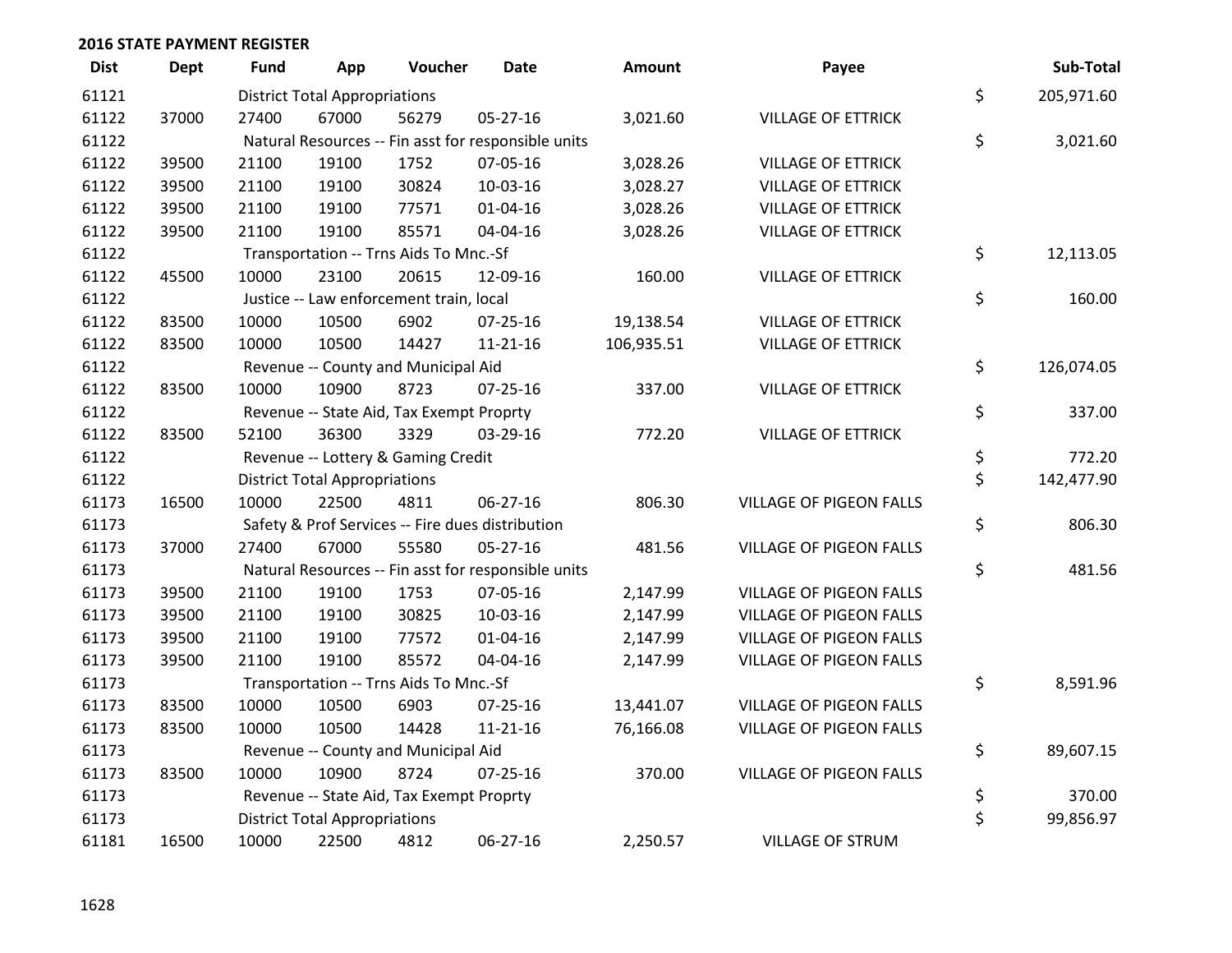**2016 STATE PAYMENT REGISTER**

| Dist | Dept | Fund | App | Voucher | Date | Amount | Payee | | Sub-Total |
|---|---|---|---|---|---|---|---|---|---|
| 61121 | | District Total Appropriations | | | | | | $ | 205,971.60 |
| 61122 | 37000 | 27400 | 67000 | 56279 | 05-27-16 | 3,021.60 | VILLAGE OF ETTRICK | | |
| 61122 | | Natural Resources -- Fin asst for responsible units | | | | | | $ | 3,021.60 |
| 61122 | 39500 | 21100 | 19100 | 1752 | 07-05-16 | 3,028.26 | VILLAGE OF ETTRICK | | |
| 61122 | 39500 | 21100 | 19100 | 30824 | 10-03-16 | 3,028.27 | VILLAGE OF ETTRICK | | |
| 61122 | 39500 | 21100 | 19100 | 77571 | 01-04-16 | 3,028.26 | VILLAGE OF ETTRICK | | |
| 61122 | 39500 | 21100 | 19100 | 85571 | 04-04-16 | 3,028.26 | VILLAGE OF ETTRICK | | |
| 61122 | | Transportation -- Trns Aids To Mnc.-Sf | | | | | | $ | 12,113.05 |
| 61122 | 45500 | 10000 | 23100 | 20615 | 12-09-16 | 160.00 | VILLAGE OF ETTRICK | | |
| 61122 | | Justice -- Law enforcement train, local | | | | | | $ | 160.00 |
| 61122 | 83500 | 10000 | 10500 | 6902 | 07-25-16 | 19,138.54 | VILLAGE OF ETTRICK | | |
| 61122 | 83500 | 10000 | 10500 | 14427 | 11-21-16 | 106,935.51 | VILLAGE OF ETTRICK | | |
| 61122 | | Revenue -- County and Municipal Aid | | | | | | $ | 126,074.05 |
| 61122 | 83500 | 10000 | 10900 | 8723 | 07-25-16 | 337.00 | VILLAGE OF ETTRICK | | |
| 61122 | | Revenue -- State Aid, Tax Exempt Proprty | | | | | | $ | 337.00 |
| 61122 | 83500 | 52100 | 36300 | 3329 | 03-29-16 | 772.20 | VILLAGE OF ETTRICK | | |
| 61122 | | Revenue -- Lottery & Gaming Credit | | | | | | $ | 772.20 |
| 61122 | | District Total Appropriations | | | | | | $ | 142,477.90 |
| 61173 | 16500 | 10000 | 22500 | 4811 | 06-27-16 | 806.30 | VILLAGE OF PIGEON FALLS | | |
| 61173 | | Safety & Prof Services -- Fire dues distribution | | | | | | $ | 806.30 |
| 61173 | 37000 | 27400 | 67000 | 55580 | 05-27-16 | 481.56 | VILLAGE OF PIGEON FALLS | | |
| 61173 | | Natural Resources -- Fin asst for responsible units | | | | | | $ | 481.56 |
| 61173 | 39500 | 21100 | 19100 | 1753 | 07-05-16 | 2,147.99 | VILLAGE OF PIGEON FALLS | | |
| 61173 | 39500 | 21100 | 19100 | 30825 | 10-03-16 | 2,147.99 | VILLAGE OF PIGEON FALLS | | |
| 61173 | 39500 | 21100 | 19100 | 77572 | 01-04-16 | 2,147.99 | VILLAGE OF PIGEON FALLS | | |
| 61173 | 39500 | 21100 | 19100 | 85572 | 04-04-16 | 2,147.99 | VILLAGE OF PIGEON FALLS | | |
| 61173 | | Transportation -- Trns Aids To Mnc.-Sf | | | | | | $ | 8,591.96 |
| 61173 | 83500 | 10000 | 10500 | 6903 | 07-25-16 | 13,441.07 | VILLAGE OF PIGEON FALLS | | |
| 61173 | 83500 | 10000 | 10500 | 14428 | 11-21-16 | 76,166.08 | VILLAGE OF PIGEON FALLS | | |
| 61173 | | Revenue -- County and Municipal Aid | | | | | | $ | 89,607.15 |
| 61173 | 83500 | 10000 | 10900 | 8724 | 07-25-16 | 370.00 | VILLAGE OF PIGEON FALLS | | |
| 61173 | | Revenue -- State Aid, Tax Exempt Proprty | | | | | | $ | 370.00 |
| 61173 | | District Total Appropriations | | | | | | $ | 99,856.97 |
| 61181 | 16500 | 10000 | 22500 | 4812 | 06-27-16 | 2,250.57 | VILLAGE OF STRUM | | |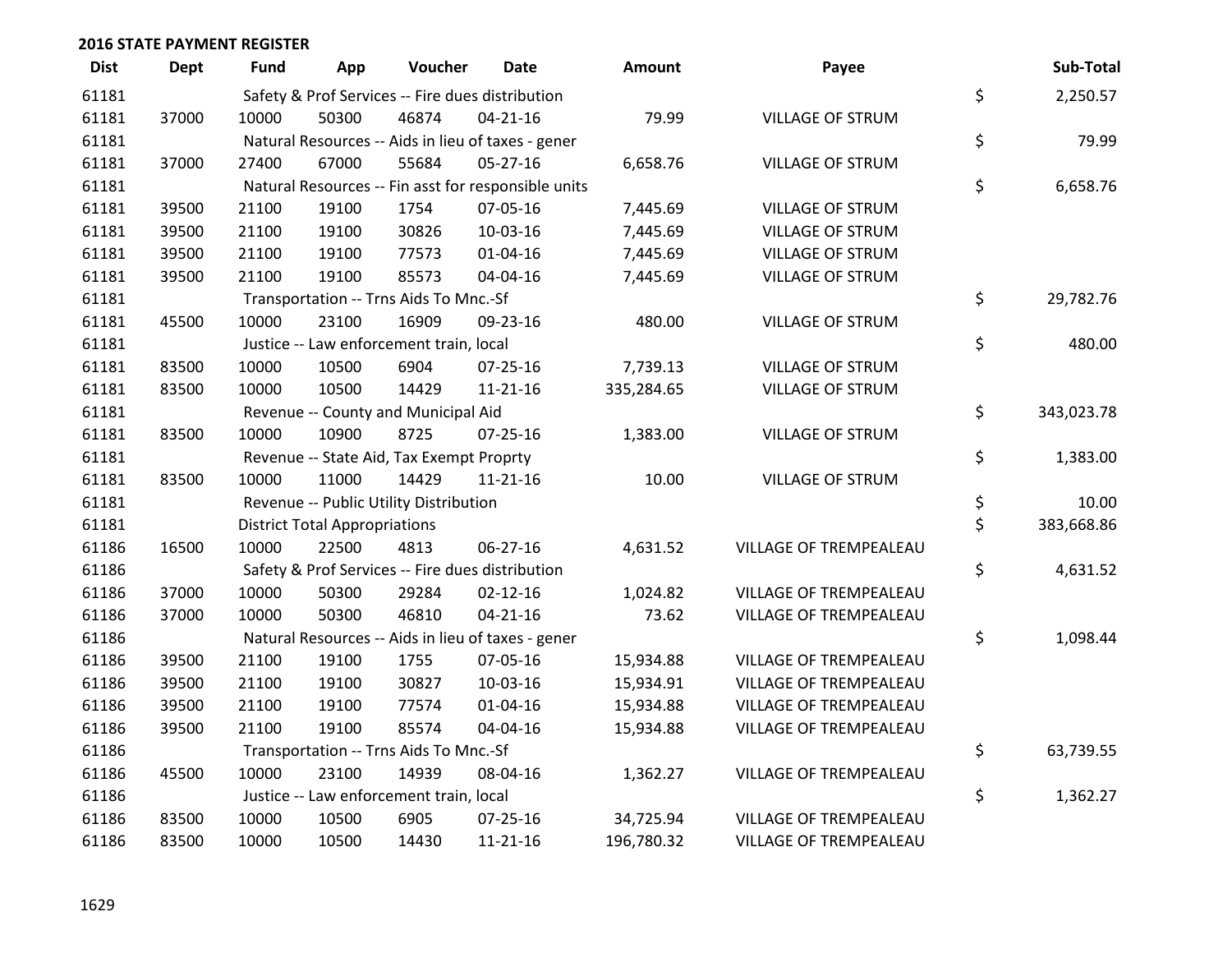## 2016 STATE PAYMENT REGISTER

| Dist | Dept | Fund | App | Voucher | Date | Amount | Payee | Sub-Total |
|---|---|---|---|---|---|---|---|---|
| 61181 | | Safety & Prof Services -- Fire dues distribution | | | | | | $ 2,250.57 |
| 61181 | 37000 | 10000 | 50300 | 46874 | 04-21-16 | 79.99 | VILLAGE OF STRUM | |
| 61181 | | Natural Resources -- Aids in lieu of taxes - gener | | | | | | $ 79.99 |
| 61181 | 37000 | 27400 | 67000 | 55684 | 05-27-16 | 6,658.76 | VILLAGE OF STRUM | |
| 61181 | | Natural Resources -- Fin asst for responsible units | | | | | | $ 6,658.76 |
| 61181 | 39500 | 21100 | 19100 | 1754 | 07-05-16 | 7,445.69 | VILLAGE OF STRUM | |
| 61181 | 39500 | 21100 | 19100 | 30826 | 10-03-16 | 7,445.69 | VILLAGE OF STRUM | |
| 61181 | 39500 | 21100 | 19100 | 77573 | 01-04-16 | 7,445.69 | VILLAGE OF STRUM | |
| 61181 | 39500 | 21100 | 19100 | 85573 | 04-04-16 | 7,445.69 | VILLAGE OF STRUM | |
| 61181 | | Transportation -- Trns Aids To Mnc.-Sf | | | | | | $ 29,782.76 |
| 61181 | 45500 | 10000 | 23100 | 16909 | 09-23-16 | 480.00 | VILLAGE OF STRUM | |
| 61181 | | Justice -- Law enforcement train, local | | | | | | $ 480.00 |
| 61181 | 83500 | 10000 | 10500 | 6904 | 07-25-16 | 7,739.13 | VILLAGE OF STRUM | |
| 61181 | 83500 | 10000 | 10500 | 14429 | 11-21-16 | 335,284.65 | VILLAGE OF STRUM | |
| 61181 | | Revenue -- County and Municipal Aid | | | | | | $ 343,023.78 |
| 61181 | 83500 | 10000 | 10900 | 8725 | 07-25-16 | 1,383.00 | VILLAGE OF STRUM | |
| 61181 | | Revenue -- State Aid, Tax Exempt Proprty | | | | | | $ 1,383.00 |
| 61181 | 83500 | 10000 | 11000 | 14429 | 11-21-16 | 10.00 | VILLAGE OF STRUM | |
| 61181 | | Revenue -- Public Utility Distribution | | | | | | $ 10.00 |
| 61181 | | District Total Appropriations | | | | | | $ 383,668.86 |
| 61186 | 16500 | 10000 | 22500 | 4813 | 06-27-16 | 4,631.52 | VILLAGE OF TREMPEALEAU | |
| 61186 | | Safety & Prof Services -- Fire dues distribution | | | | | | $ 4,631.52 |
| 61186 | 37000 | 10000 | 50300 | 29284 | 02-12-16 | 1,024.82 | VILLAGE OF TREMPEALEAU | |
| 61186 | 37000 | 10000 | 50300 | 46810 | 04-21-16 | 73.62 | VILLAGE OF TREMPEALEAU | |
| 61186 | | Natural Resources -- Aids in lieu of taxes - gener | | | | | | $ 1,098.44 |
| 61186 | 39500 | 21100 | 19100 | 1755 | 07-05-16 | 15,934.88 | VILLAGE OF TREMPEALEAU | |
| 61186 | 39500 | 21100 | 19100 | 30827 | 10-03-16 | 15,934.91 | VILLAGE OF TREMPEALEAU | |
| 61186 | 39500 | 21100 | 19100 | 77574 | 01-04-16 | 15,934.88 | VILLAGE OF TREMPEALEAU | |
| 61186 | 39500 | 21100 | 19100 | 85574 | 04-04-16 | 15,934.88 | VILLAGE OF TREMPEALEAU | |
| 61186 | | Transportation -- Trns Aids To Mnc.-Sf | | | | | | $ 63,739.55 |
| 61186 | 45500 | 10000 | 23100 | 14939 | 08-04-16 | 1,362.27 | VILLAGE OF TREMPEALEAU | |
| 61186 | | Justice -- Law enforcement train, local | | | | | | $ 1,362.27 |
| 61186 | 83500 | 10000 | 10500 | 6905 | 07-25-16 | 34,725.94 | VILLAGE OF TREMPEALEAU | |
| 61186 | 83500 | 10000 | 10500 | 14430 | 11-21-16 | 196,780.32 | VILLAGE OF TREMPEALEAU | |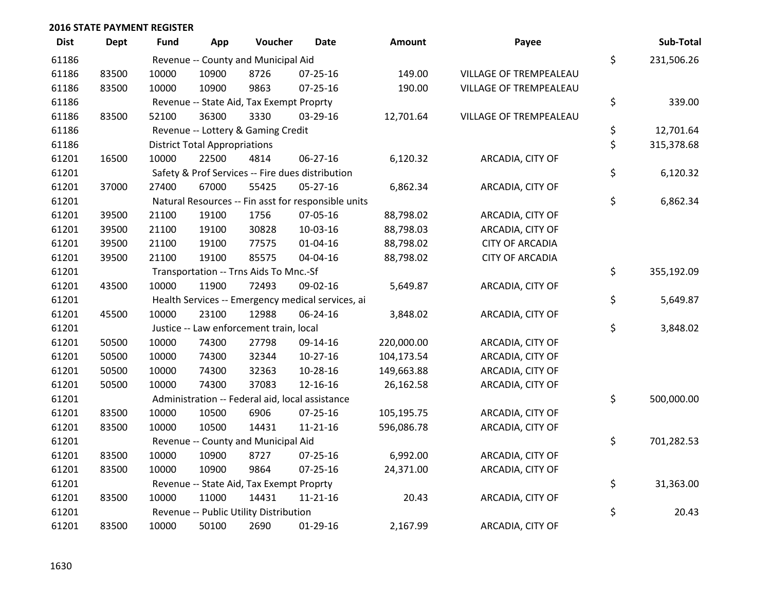## 2016 STATE PAYMENT REGISTER

| Dist | Dept | Fund | App | Voucher | Date | Amount | Payee | Sub-Total |
|---|---|---|---|---|---|---|---|---|
| 61186 | | Revenue -- County and Municipal Aid | | | | | | $ 231,506.26 |
| 61186 | 83500 | 10000 | 10900 | 8726 | 07-25-16 | 149.00 | VILLAGE OF TREMPEALEAU | |
| 61186 | 83500 | 10000 | 10900 | 9863 | 07-25-16 | 190.00 | VILLAGE OF TREMPEALEAU | |
| 61186 | | Revenue -- State Aid, Tax Exempt Proprty | | | | | | $ 339.00 |
| 61186 | 83500 | 52100 | 36300 | 3330 | 03-29-16 | 12,701.64 | VILLAGE OF TREMPEALEAU | |
| 61186 | | Revenue -- Lottery & Gaming Credit | | | | | | $ 12,701.64 |
| 61186 | | District Total Appropriations | | | | | | $ 315,378.68 |
| 61201 | 16500 | 10000 | 22500 | 4814 | 06-27-16 | 6,120.32 | ARCADIA, CITY OF | |
| 61201 | | Safety & Prof Services -- Fire dues distribution | | | | | | $ 6,120.32 |
| 61201 | 37000 | 27400 | 67000 | 55425 | 05-27-16 | 6,862.34 | ARCADIA, CITY OF | |
| 61201 | | Natural Resources -- Fin asst for responsible units | | | | | | $ 6,862.34 |
| 61201 | 39500 | 21100 | 19100 | 1756 | 07-05-16 | 88,798.02 | ARCADIA, CITY OF | |
| 61201 | 39500 | 21100 | 19100 | 30828 | 10-03-16 | 88,798.03 | ARCADIA, CITY OF | |
| 61201 | 39500 | 21100 | 19100 | 77575 | 01-04-16 | 88,798.02 | CITY OF ARCADIA | |
| 61201 | 39500 | 21100 | 19100 | 85575 | 04-04-16 | 88,798.02 | CITY OF ARCADIA | |
| 61201 | | Transportation -- Trns Aids To Mnc.-Sf | | | | | | $ 355,192.09 |
| 61201 | 43500 | 10000 | 11900 | 72493 | 09-02-16 | 5,649.87 | ARCADIA, CITY OF | |
| 61201 | | Health Services -- Emergency medical services, ai | | | | | | $ 5,649.87 |
| 61201 | 45500 | 10000 | 23100 | 12988 | 06-24-16 | 3,848.02 | ARCADIA, CITY OF | |
| 61201 | | Justice -- Law enforcement train, local | | | | | | $ 3,848.02 |
| 61201 | 50500 | 10000 | 74300 | 27798 | 09-14-16 | 220,000.00 | ARCADIA, CITY OF | |
| 61201 | 50500 | 10000 | 74300 | 32344 | 10-27-16 | 104,173.54 | ARCADIA, CITY OF | |
| 61201 | 50500 | 10000 | 74300 | 32363 | 10-28-16 | 149,663.88 | ARCADIA, CITY OF | |
| 61201 | 50500 | 10000 | 74300 | 37083 | 12-16-16 | 26,162.58 | ARCADIA, CITY OF | |
| 61201 | | Administration -- Federal aid, local assistance | | | | | | $ 500,000.00 |
| 61201 | 83500 | 10000 | 10500 | 6906 | 07-25-16 | 105,195.75 | ARCADIA, CITY OF | |
| 61201 | 83500 | 10000 | 10500 | 14431 | 11-21-16 | 596,086.78 | ARCADIA, CITY OF | |
| 61201 | | Revenue -- County and Municipal Aid | | | | | | $ 701,282.53 |
| 61201 | 83500 | 10000 | 10900 | 8727 | 07-25-16 | 6,992.00 | ARCADIA, CITY OF | |
| 61201 | 83500 | 10000 | 10900 | 9864 | 07-25-16 | 24,371.00 | ARCADIA, CITY OF | |
| 61201 | | Revenue -- State Aid, Tax Exempt Proprty | | | | | | $ 31,363.00 |
| 61201 | 83500 | 10000 | 11000 | 14431 | 11-21-16 | 20.43 | ARCADIA, CITY OF | |
| 61201 | | Revenue -- Public Utility Distribution | | | | | | $ 20.43 |
| 61201 | 83500 | 10000 | 50100 | 2690 | 01-29-16 | 2,167.99 | ARCADIA, CITY OF | |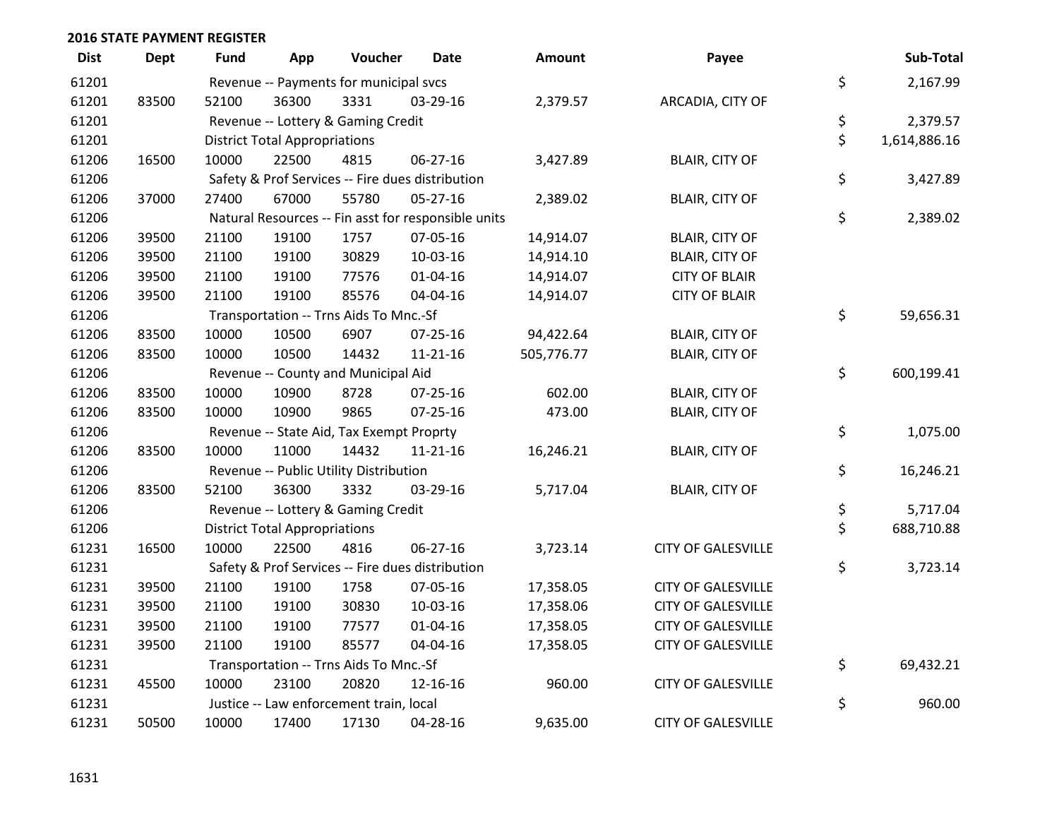**2016 STATE PAYMENT REGISTER**

| Dist | Dept | Fund | App | Voucher | Date | Amount | Payee | | Sub-Total |
|---|---|---|---|---|---|---|---|---|---|
| 61201 | | Revenue -- Payments for municipal svcs | | | | | | $ | 2,167.99 |
| 61201 | 83500 | 52100 | 36300 | 3331 | 03-29-16 | 2,379.57 | ARCADIA, CITY OF | | |
| 61201 | | Revenue -- Lottery & Gaming Credit | | | | | | $ | 2,379.57 |
| 61201 | | District Total Appropriations | | | | | | $ | 1,614,886.16 |
| 61206 | 16500 | 10000 | 22500 | 4815 | 06-27-16 | 3,427.89 | BLAIR, CITY OF | | |
| 61206 | | Safety & Prof Services -- Fire dues distribution | | | | | | $ | 3,427.89 |
| 61206 | 37000 | 27400 | 67000 | 55780 | 05-27-16 | 2,389.02 | BLAIR, CITY OF | | |
| 61206 | | Natural Resources -- Fin asst for responsible units | | | | | | $ | 2,389.02 |
| 61206 | 39500 | 21100 | 19100 | 1757 | 07-05-16 | 14,914.07 | BLAIR, CITY OF | | |
| 61206 | 39500 | 21100 | 19100 | 30829 | 10-03-16 | 14,914.10 | BLAIR, CITY OF | | |
| 61206 | 39500 | 21100 | 19100 | 77576 | 01-04-16 | 14,914.07 | CITY OF BLAIR | | |
| 61206 | 39500 | 21100 | 19100 | 85576 | 04-04-16 | 14,914.07 | CITY OF BLAIR | | |
| 61206 | | Transportation -- Trns Aids To Mnc.-Sf | | | | | | $ | 59,656.31 |
| 61206 | 83500 | 10000 | 10500 | 6907 | 07-25-16 | 94,422.64 | BLAIR, CITY OF | | |
| 61206 | 83500 | 10000 | 10500 | 14432 | 11-21-16 | 505,776.77 | BLAIR, CITY OF | | |
| 61206 | | Revenue -- County and Municipal Aid | | | | | | $ | 600,199.41 |
| 61206 | 83500 | 10000 | 10900 | 8728 | 07-25-16 | 602.00 | BLAIR, CITY OF | | |
| 61206 | 83500 | 10000 | 10900 | 9865 | 07-25-16 | 473.00 | BLAIR, CITY OF | | |
| 61206 | | Revenue -- State Aid, Tax Exempt Proprty | | | | | | $ | 1,075.00 |
| 61206 | 83500 | 10000 | 11000 | 14432 | 11-21-16 | 16,246.21 | BLAIR, CITY OF | | |
| 61206 | | Revenue -- Public Utility Distribution | | | | | | $ | 16,246.21 |
| 61206 | 83500 | 52100 | 36300 | 3332 | 03-29-16 | 5,717.04 | BLAIR, CITY OF | | |
| 61206 | | Revenue -- Lottery & Gaming Credit | | | | | | $ | 5,717.04 |
| 61206 | | District Total Appropriations | | | | | | $ | 688,710.88 |
| 61231 | 16500 | 10000 | 22500 | 4816 | 06-27-16 | 3,723.14 | CITY OF GALESVILLE | | |
| 61231 | | Safety & Prof Services -- Fire dues distribution | | | | | | $ | 3,723.14 |
| 61231 | 39500 | 21100 | 19100 | 1758 | 07-05-16 | 17,358.05 | CITY OF GALESVILLE | | |
| 61231 | 39500 | 21100 | 19100 | 30830 | 10-03-16 | 17,358.06 | CITY OF GALESVILLE | | |
| 61231 | 39500 | 21100 | 19100 | 77577 | 01-04-16 | 17,358.05 | CITY OF GALESVILLE | | |
| 61231 | 39500 | 21100 | 19100 | 85577 | 04-04-16 | 17,358.05 | CITY OF GALESVILLE | | |
| 61231 | | Transportation -- Trns Aids To Mnc.-Sf | | | | | | $ | 69,432.21 |
| 61231 | 45500 | 10000 | 23100 | 20820 | 12-16-16 | 960.00 | CITY OF GALESVILLE | | |
| 61231 | | Justice -- Law enforcement train, local | | | | | | $ | 960.00 |
| 61231 | 50500 | 10000 | 17400 | 17130 | 04-28-16 | 9,635.00 | CITY OF GALESVILLE | | |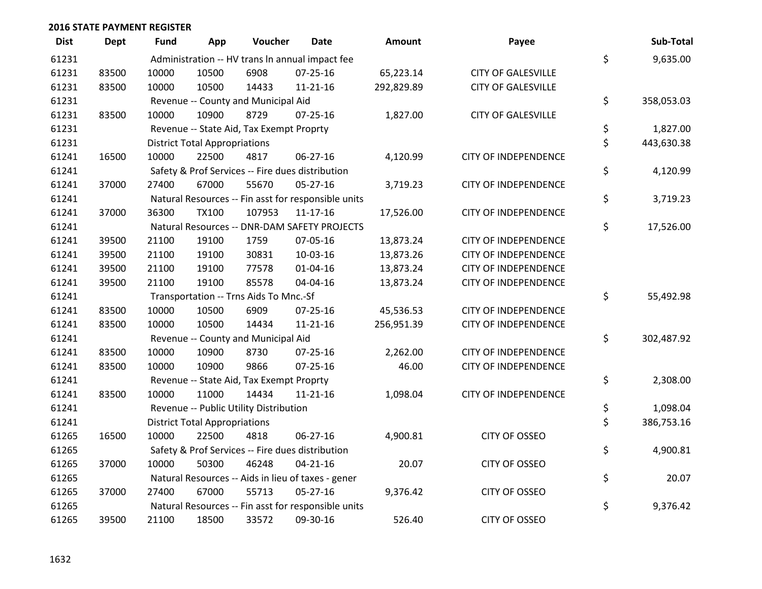## 2016 STATE PAYMENT REGISTER

| Dist | Dept | Fund | App | Voucher | Date | Amount | Payee | Sub-Total |
|---|---|---|---|---|---|---|---|---|
| 61231 | | Administration -- HV trans ln annual impact fee | | | | | | $ 9,635.00 |
| 61231 | 83500 | 10000 | 10500 | 6908 | 07-25-16 | 65,223.14 | CITY OF GALESVILLE | |
| 61231 | 83500 | 10000 | 10500 | 14433 | 11-21-16 | 292,829.89 | CITY OF GALESVILLE | |
| 61231 | | Revenue -- County and Municipal Aid | | | | | | $ 358,053.03 |
| 61231 | 83500 | 10000 | 10900 | 8729 | 07-25-16 | 1,827.00 | CITY OF GALESVILLE | |
| 61231 | | Revenue -- State Aid, Tax Exempt Proprty | | | | | | $ 1,827.00 |
| 61231 | | District Total Appropriations | | | | | | $ 443,630.38 |
| 61241 | 16500 | 10000 | 22500 | 4817 | 06-27-16 | 4,120.99 | CITY OF INDEPENDENCE | |
| 61241 | | Safety & Prof Services -- Fire dues distribution | | | | | | $ 4,120.99 |
| 61241 | 37000 | 27400 | 67000 | 55670 | 05-27-16 | 3,719.23 | CITY OF INDEPENDENCE | |
| 61241 | | Natural Resources -- Fin asst for responsible units | | | | | | $ 3,719.23 |
| 61241 | 37000 | 36300 | TX100 | 107953 | 11-17-16 | 17,526.00 | CITY OF INDEPENDENCE | |
| 61241 | | Natural Resources -- DNR-DAM SAFETY PROJECTS | | | | | | $ 17,526.00 |
| 61241 | 39500 | 21100 | 19100 | 1759 | 07-05-16 | 13,873.24 | CITY OF INDEPENDENCE | |
| 61241 | 39500 | 21100 | 19100 | 30831 | 10-03-16 | 13,873.26 | CITY OF INDEPENDENCE | |
| 61241 | 39500 | 21100 | 19100 | 77578 | 01-04-16 | 13,873.24 | CITY OF INDEPENDENCE | |
| 61241 | 39500 | 21100 | 19100 | 85578 | 04-04-16 | 13,873.24 | CITY OF INDEPENDENCE | |
| 61241 | | Transportation -- Trns Aids To Mnc.-Sf | | | | | | $ 55,492.98 |
| 61241 | 83500 | 10000 | 10500 | 6909 | 07-25-16 | 45,536.53 | CITY OF INDEPENDENCE | |
| 61241 | 83500 | 10000 | 10500 | 14434 | 11-21-16 | 256,951.39 | CITY OF INDEPENDENCE | |
| 61241 | | Revenue -- County and Municipal Aid | | | | | | $ 302,487.92 |
| 61241 | 83500 | 10000 | 10900 | 8730 | 07-25-16 | 2,262.00 | CITY OF INDEPENDENCE | |
| 61241 | 83500 | 10000 | 10900 | 9866 | 07-25-16 | 46.00 | CITY OF INDEPENDENCE | |
| 61241 | | Revenue -- State Aid, Tax Exempt Proprty | | | | | | $ 2,308.00 |
| 61241 | 83500 | 10000 | 11000 | 14434 | 11-21-16 | 1,098.04 | CITY OF INDEPENDENCE | |
| 61241 | | Revenue -- Public Utility Distribution | | | | | | $ 1,098.04 |
| 61241 | | District Total Appropriations | | | | | | $ 386,753.16 |
| 61265 | 16500 | 10000 | 22500 | 4818 | 06-27-16 | 4,900.81 | CITY OF OSSEO | |
| 61265 | | Safety & Prof Services -- Fire dues distribution | | | | | | $ 4,900.81 |
| 61265 | 37000 | 10000 | 50300 | 46248 | 04-21-16 | 20.07 | CITY OF OSSEO | |
| 61265 | | Natural Resources -- Aids in lieu of taxes - gener | | | | | | $ 20.07 |
| 61265 | 37000 | 27400 | 67000 | 55713 | 05-27-16 | 9,376.42 | CITY OF OSSEO | |
| 61265 | | Natural Resources -- Fin asst for responsible units | | | | | | $ 9,376.42 |
| 61265 | 39500 | 21100 | 18500 | 33572 | 09-30-16 | 526.40 | CITY OF OSSEO | |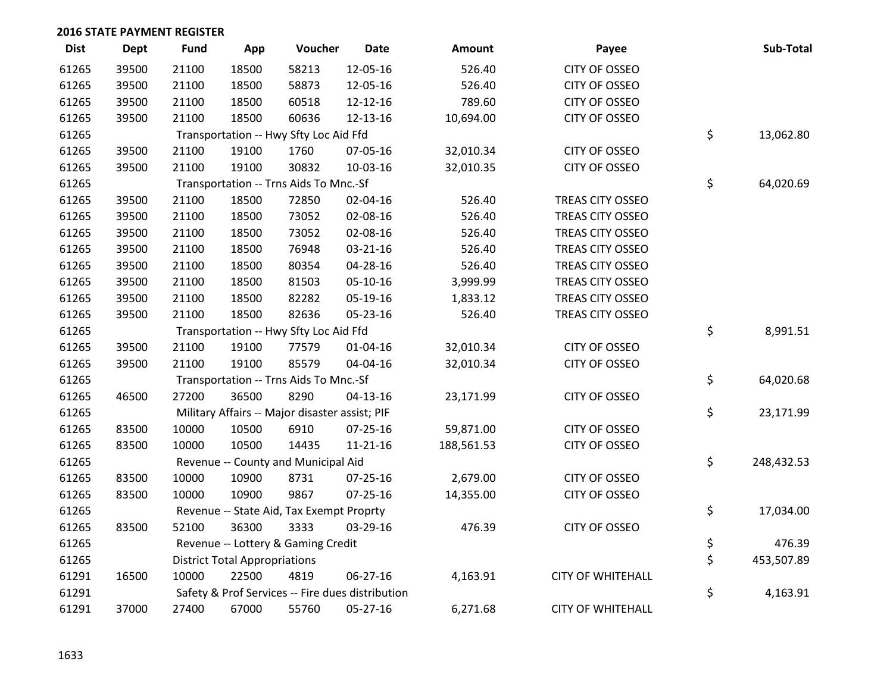## 2016 STATE PAYMENT REGISTER

| Dist | Dept | Fund | App | Voucher | Date | Amount | Payee | Sub-Total |
|---|---|---|---|---|---|---|---|---|
| 61265 | 39500 | 21100 | 18500 | 58213 | 12-05-16 | 526.40 | CITY OF OSSEO | |
| 61265 | 39500 | 21100 | 18500 | 58873 | 12-05-16 | 526.40 | CITY OF OSSEO | |
| 61265 | 39500 | 21100 | 18500 | 60518 | 12-12-16 | 789.60 | CITY OF OSSEO | |
| 61265 | 39500 | 21100 | 18500 | 60636 | 12-13-16 | 10,694.00 | CITY OF OSSEO | |
| 61265 | | Transportation -- Hwy Sfty Loc Aid Ffd | | | | | | $ 13,062.80 |
| 61265 | 39500 | 21100 | 19100 | 1760 | 07-05-16 | 32,010.34 | CITY OF OSSEO | |
| 61265 | 39500 | 21100 | 19100 | 30832 | 10-03-16 | 32,010.35 | CITY OF OSSEO | |
| 61265 | | Transportation -- Trns Aids To Mnc.-Sf | | | | | | $ 64,020.69 |
| 61265 | 39500 | 21100 | 18500 | 72850 | 02-04-16 | 526.40 | TREAS CITY OSSEO | |
| 61265 | 39500 | 21100 | 18500 | 73052 | 02-08-16 | 526.40 | TREAS CITY OSSEO | |
| 61265 | 39500 | 21100 | 18500 | 73052 | 02-08-16 | 526.40 | TREAS CITY OSSEO | |
| 61265 | 39500 | 21100 | 18500 | 76948 | 03-21-16 | 526.40 | TREAS CITY OSSEO | |
| 61265 | 39500 | 21100 | 18500 | 80354 | 04-28-16 | 526.40 | TREAS CITY OSSEO | |
| 61265 | 39500 | 21100 | 18500 | 81503 | 05-10-16 | 3,999.99 | TREAS CITY OSSEO | |
| 61265 | 39500 | 21100 | 18500 | 82282 | 05-19-16 | 1,833.12 | TREAS CITY OSSEO | |
| 61265 | 39500 | 21100 | 18500 | 82636 | 05-23-16 | 526.40 | TREAS CITY OSSEO | |
| 61265 | | Transportation -- Hwy Sfty Loc Aid Ffd | | | | | | $ 8,991.51 |
| 61265 | 39500 | 21100 | 19100 | 77579 | 01-04-16 | 32,010.34 | CITY OF OSSEO | |
| 61265 | 39500 | 21100 | 19100 | 85579 | 04-04-16 | 32,010.34 | CITY OF OSSEO | |
| 61265 | | Transportation -- Trns Aids To Mnc.-Sf | | | | | | $ 64,020.68 |
| 61265 | 46500 | 27200 | 36500 | 8290 | 04-13-16 | 23,171.99 | CITY OF OSSEO | |
| 61265 | | Military Affairs -- Major disaster assist; PIF | | | | | | $ 23,171.99 |
| 61265 | 83500 | 10000 | 10500 | 6910 | 07-25-16 | 59,871.00 | CITY OF OSSEO | |
| 61265 | 83500 | 10000 | 10500 | 14435 | 11-21-16 | 188,561.53 | CITY OF OSSEO | |
| 61265 | | Revenue -- County and Municipal Aid | | | | | | $ 248,432.53 |
| 61265 | 83500 | 10000 | 10900 | 8731 | 07-25-16 | 2,679.00 | CITY OF OSSEO | |
| 61265 | 83500 | 10000 | 10900 | 9867 | 07-25-16 | 14,355.00 | CITY OF OSSEO | |
| 61265 | | Revenue -- State Aid, Tax Exempt Proprty | | | | | | $ 17,034.00 |
| 61265 | 83500 | 52100 | 36300 | 3333 | 03-29-16 | 476.39 | CITY OF OSSEO | |
| 61265 | | Revenue -- Lottery & Gaming Credit | | | | | | $ 476.39 |
| 61265 | | District Total Appropriations | | | | | | $ 453,507.89 |
| 61291 | 16500 | 10000 | 22500 | 4819 | 06-27-16 | 4,163.91 | CITY OF WHITEHALL | |
| 61291 | | Safety & Prof Services -- Fire dues distribution | | | | | | $ 4,163.91 |
| 61291 | 37000 | 27400 | 67000 | 55760 | 05-27-16 | 6,271.68 | CITY OF WHITEHALL | |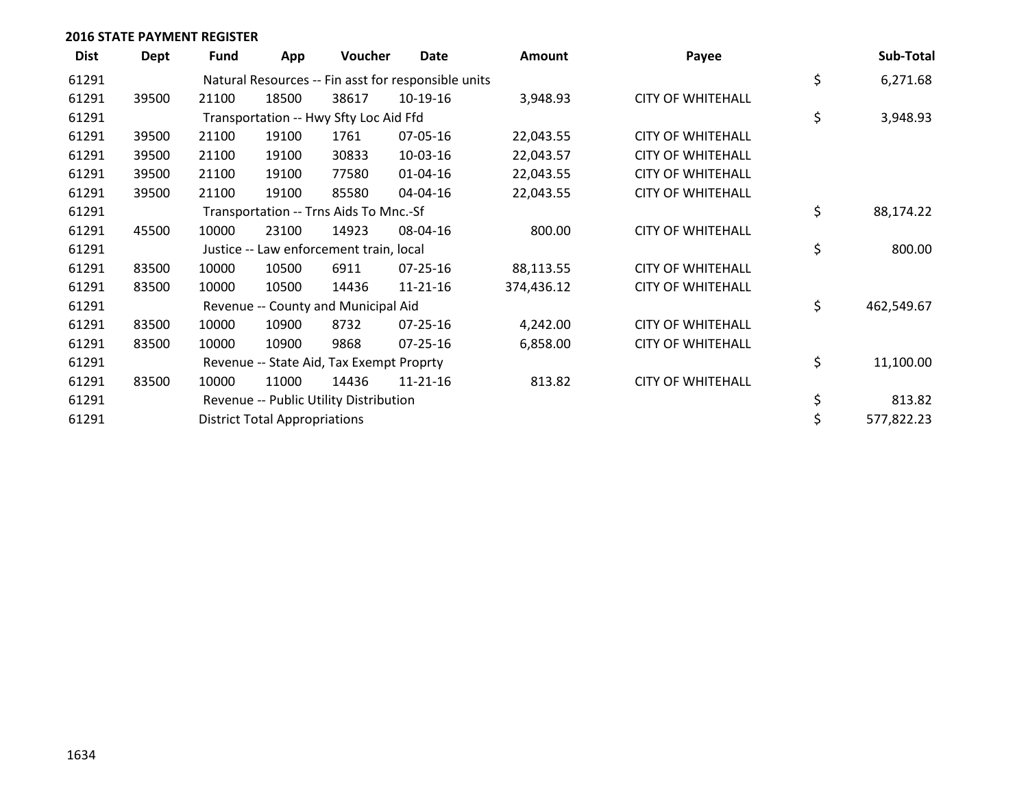**2016 STATE PAYMENT REGISTER**

| Dist | Dept | Fund | App | Voucher | Date | Amount | Payee | | Sub-Total |
|---|---|---|---|---|---|---|---|---|---|
| 61291 | | Natural Resources -- Fin asst for responsible units | | | | | | $ | 6,271.68 |
| 61291 | 39500 | 21100 | 18500 | 38617 | 10-19-16 | 3,948.93 | CITY OF WHITEHALL | | |
| 61291 | | Transportation -- Hwy Sfty Loc Aid Ffd | | | | | | $ | 3,948.93 |
| 61291 | 39500 | 21100 | 19100 | 1761 | 07-05-16 | 22,043.55 | CITY OF WHITEHALL | | |
| 61291 | 39500 | 21100 | 19100 | 30833 | 10-03-16 | 22,043.57 | CITY OF WHITEHALL | | |
| 61291 | 39500 | 21100 | 19100 | 77580 | 01-04-16 | 22,043.55 | CITY OF WHITEHALL | | |
| 61291 | 39500 | 21100 | 19100 | 85580 | 04-04-16 | 22,043.55 | CITY OF WHITEHALL | | |
| 61291 | | Transportation -- Trns Aids To Mnc.-Sf | | | | | | $ | 88,174.22 |
| 61291 | 45500 | 10000 | 23100 | 14923 | 08-04-16 | 800.00 | CITY OF WHITEHALL | | |
| 61291 | | Justice -- Law enforcement train, local | | | | | | $ | 800.00 |
| 61291 | 83500 | 10000 | 10500 | 6911 | 07-25-16 | 88,113.55 | CITY OF WHITEHALL | | |
| 61291 | 83500 | 10000 | 10500 | 14436 | 11-21-16 | 374,436.12 | CITY OF WHITEHALL | | |
| 61291 | | Revenue -- County and Municipal Aid | | | | | | $ | 462,549.67 |
| 61291 | 83500 | 10000 | 10900 | 8732 | 07-25-16 | 4,242.00 | CITY OF WHITEHALL | | |
| 61291 | 83500 | 10000 | 10900 | 9868 | 07-25-16 | 6,858.00 | CITY OF WHITEHALL | | |
| 61291 | | Revenue -- State Aid, Tax Exempt Proprty | | | | | | $ | 11,100.00 |
| 61291 | 83500 | 10000 | 11000 | 14436 | 11-21-16 | 813.82 | CITY OF WHITEHALL | | |
| 61291 | | Revenue -- Public Utility Distribution | | | | | | $ | 813.82 |
| 61291 | | District Total Appropriations | | | | | | $ | 577,822.23 |